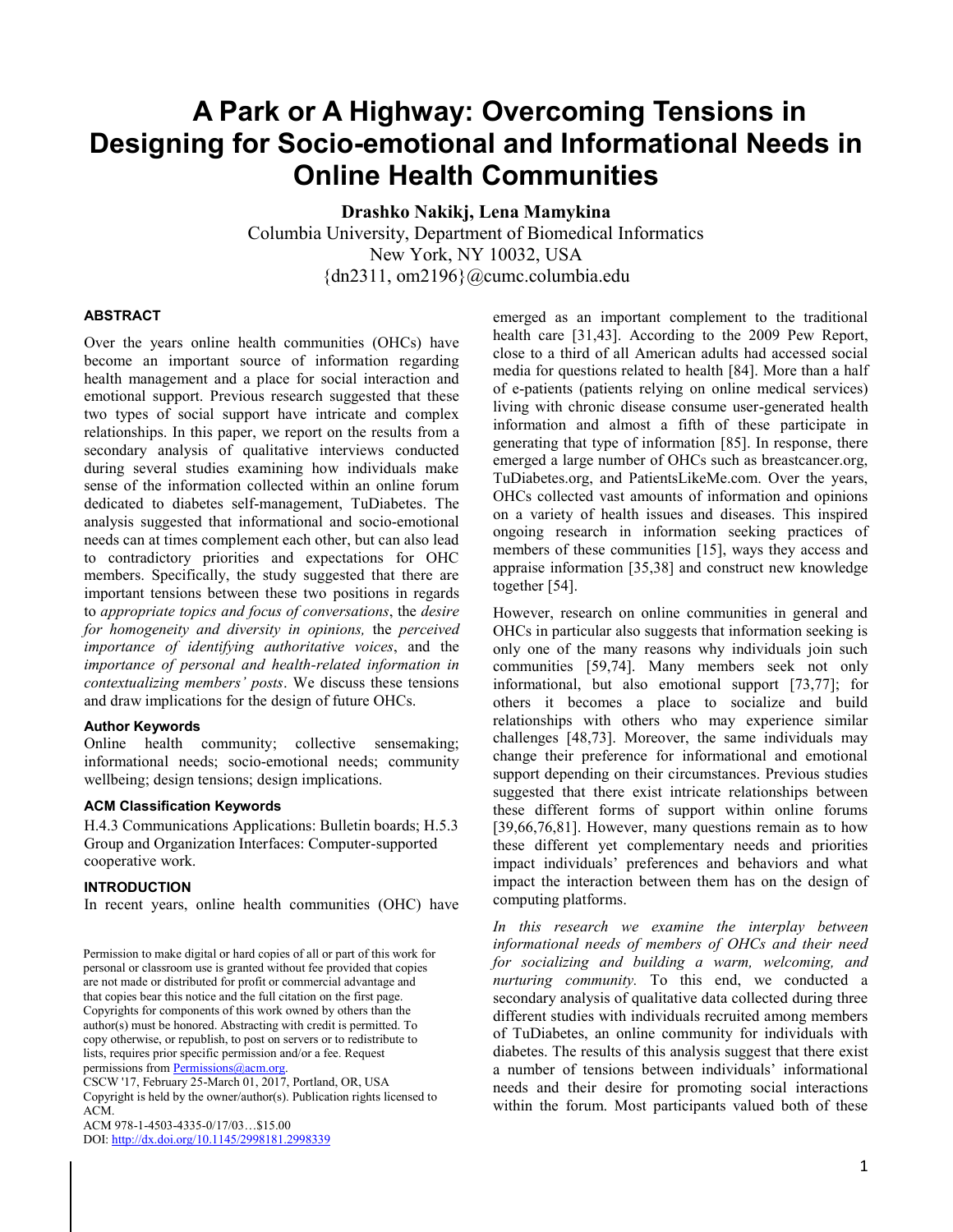# A Park or A Highway: Overcoming Tensions in Designing for Socio-emotional and Informational Needs in Online Health Communities

**Drashko Nakikj, Lena Mamykina**
Columbia University, Department of Biomedical Informatics
New York, NY 10032, USA
{dn2311, om2196}@cumc.columbia.edu

## ABSTRACT

Over the years online health communities (OHCs) have become an important source of information regarding health management and a place for social interaction and emotional support. Previous research suggested that these two types of social support have intricate and complex relationships. In this paper, we report on the results from a secondary analysis of qualitative interviews conducted during several studies examining how individuals make sense of the information collected within an online forum dedicated to diabetes self-management, TuDiabetes. The analysis suggested that informational and socio-emotional needs can at times complement each other, but can also lead to contradictory priorities and expectations for OHC members. Specifically, the study suggested that there are important tensions between these two positions in regards to *appropriate topics and focus of conversations*, the *desire for homogeneity and diversity in opinions,* the *perceived importance of identifying authoritative voices*, and the *importance of personal and health-related information in contextualizing members' posts*. We discuss these tensions and draw implications for the design of future OHCs.

### Author Keywords

Online health community; collective sensemaking; informational needs; socio-emotional needs; community wellbeing; design tensions; design implications.

### ACM Classification Keywords

H.4.3 Communications Applications: Bulletin boards; H.5.3 Group and Organization Interfaces: Computer-supported cooperative work.

## INTRODUCTION

In recent years, online health communities (OHC) have emerged as an important complement to the traditional health care [31,43]. According to the 2009 Pew Report, close to a third of all American adults had accessed social media for questions related to health [84]. More than a half of e-patients (patients relying on online medical services) living with chronic disease consume user-generated health information and almost a fifth of these participate in generating that type of information [85]. In response, there emerged a large number of OHCs such as breastcancer.org, TuDiabetes.org, and PatientsLikeMe.com. Over the years, OHCs collected vast amounts of information and opinions on a variety of health issues and diseases. This inspired ongoing research in information seeking practices of members of these communities [15], ways they access and appraise information [35,38] and construct new knowledge together [54].

However, research on online communities in general and OHCs in particular also suggests that information seeking is only one of the many reasons why individuals join such communities [59,74]. Many members seek not only informational, but also emotional support [73,77]; for others it becomes a place to socialize and build relationships with others who may experience similar challenges [48,73]. Moreover, the same individuals may change their preference for informational and emotional support depending on their circumstances. Previous studies suggested that there exist intricate relationships between these different forms of support within online forums [39,66,76,81]. However, many questions remain as to how these different yet complementary needs and priorities impact individuals' preferences and behaviors and what impact the interaction between them has on the design of computing platforms.

*In this research we examine the interplay between informational needs of members of OHCs and their need for socializing and building a warm, welcoming, and nurturing community.* To this end, we conducted a secondary analysis of qualitative data collected during three different studies with individuals recruited among members of TuDiabetes, an online community for individuals with diabetes. The results of this analysis suggest that there exist a number of tensions between individuals' informational needs and their desire for promoting social interactions within the forum. Most participants valued both of these

Permission to make digital or hard copies of all or part of this work for personal or classroom use is granted without fee provided that copies are not made or distributed for profit or commercial advantage and that copies bear this notice and the full citation on the first page. Copyrights for components of this work owned by others than the author(s) must be honored. Abstracting with credit is permitted. To copy otherwise, or republish, to post on servers or to redistribute to lists, requires prior specific permission and/or a fee. Request permissions from Permissions@acm.org.
CSCW '17, February 25-March 01, 2017, Portland, OR, USA
Copyright is held by the owner/author(s). Publication rights licensed to ACM.
ACM 978-1-4503-4335-0/17/03…$15.00
DOI: http://dx.doi.org/10.1145/2998181.2998339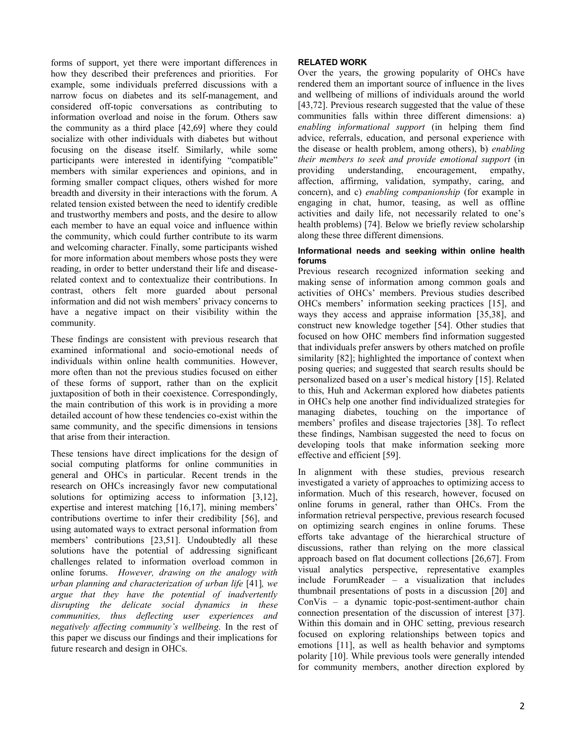forms of support, yet there were important differences in how they described their preferences and priorities. For example, some individuals preferred discussions with a narrow focus on diabetes and its self-management, and considered off-topic conversations as contributing to information overload and noise in the forum. Others saw the community as a third place [42,69] where they could socialize with other individuals with diabetes but without focusing on the disease itself. Similarly, while some participants were interested in identifying "compatible" members with similar experiences and opinions, and in forming smaller compact cliques, others wished for more breadth and diversity in their interactions with the forum. A related tension existed between the need to identify credible and trustworthy members and posts, and the desire to allow each member to have an equal voice and influence within the community, which could further contribute to its warm and welcoming character. Finally, some participants wished for more information about members whose posts they were reading, in order to better understand their life and disease-related context and to contextualize their contributions. In contrast, others felt more guarded about personal information and did not wish members' privacy concerns to have a negative impact on their visibility within the community.

These findings are consistent with previous research that examined informational and socio-emotional needs of individuals within online health communities. However, more often than not the previous studies focused on either of these forms of support, rather than on the explicit juxtaposition of both in their coexistence. Correspondingly, the main contribution of this work is in providing a more detailed account of how these tendencies co-exist within the same community, and the specific dimensions in tensions that arise from their interaction.

These tensions have direct implications for the design of social computing platforms for online communities in general and OHCs in particular. Recent trends in the research on OHCs increasingly favor new computational solutions for optimizing access to information [3,12], expertise and interest matching [16,17], mining members' contributions overtime to infer their credibility [56], and using automated ways to extract personal information from members' contributions [23,51]. Undoubtedly all these solutions have the potential of addressing significant challenges related to information overload common in online forums. *However, drawing on the analogy with urban planning and characterization of urban life* [41]*, we argue that they have the potential of inadvertently disrupting the delicate social dynamics in these communities, thus deflecting user experiences and negatively affecting community's wellbeing.* In the rest of this paper we discuss our findings and their implications for future research and design in OHCs.

## RELATED WORK

Over the years, the growing popularity of OHCs have rendered them an important source of influence in the lives and wellbeing of millions of individuals around the world [43,72]. Previous research suggested that the value of these communities falls within three different dimensions: a) *enabling informational support* (in helping them find advice, referrals, education, and personal experience with the disease or health problem, among others), b) *enabling their members to seek and provide emotional support* (in providing understanding, encouragement, empathy, affection, affirming, validation, sympathy, caring, and concern), and c) *enabling companionship* (for example in engaging in chat, humor, teasing, as well as offline activities and daily life, not necessarily related to one's health problems) [74]. Below we briefly review scholarship along these three different dimensions.

### Informational needs and seeking within online health forums

Previous research recognized information seeking and making sense of information among common goals and activities of OHCs' members. Previous studies described OHCs members' information seeking practices [15], and ways they access and appraise information [35,38], and construct new knowledge together [54]. Other studies that focused on how OHC members find information suggested that individuals prefer answers by others matched on profile similarity [82]; highlighted the importance of context when posing queries; and suggested that search results should be personalized based on a user's medical history [15]. Related to this, Huh and Ackerman explored how diabetes patients in OHCs help one another find individualized strategies for managing diabetes, touching on the importance of members' profiles and disease trajectories [38]. To reflect these findings, Nambisan suggested the need to focus on developing tools that make information seeking more effective and efficient [59].

In alignment with these studies, previous research investigated a variety of approaches to optimizing access to information. Much of this research, however, focused on online forums in general, rather than OHCs. From the information retrieval perspective, previous research focused on optimizing search engines in online forums. These efforts take advantage of the hierarchical structure of discussions, rather than relying on the more classical approach based on flat document collections [26,67]. From visual analytics perspective, representative examples include ForumReader – a visualization that includes thumbnail presentations of posts in a discussion [20] and ConVis – a dynamic topic-post-sentiment-author chain connection presentation of the discussion of interest [37]. Within this domain and in OHC setting, previous research focused on exploring relationships between topics and emotions [11], as well as health behavior and symptoms polarity [10]. While previous tools were generally intended for community members, another direction explored by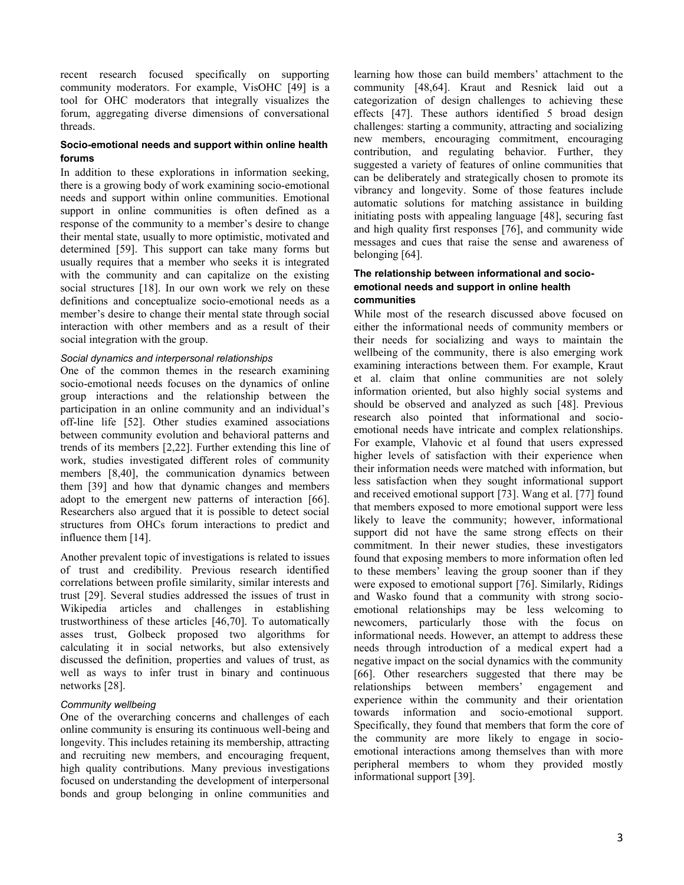recent research focused specifically on supporting community moderators. For example, VisOHC [49] is a tool for OHC moderators that integrally visualizes the forum, aggregating diverse dimensions of conversational threads.

### Socio-emotional needs and support within online health forums

In addition to these explorations in information seeking, there is a growing body of work examining socio-emotional needs and support within online communities. Emotional support in online communities is often defined as a response of the community to a member's desire to change their mental state, usually to more optimistic, motivated and determined [59]. This support can take many forms but usually requires that a member who seeks it is integrated with the community and can capitalize on the existing social structures [18]. In our own work we rely on these definitions and conceptualize socio-emotional needs as a member's desire to change their mental state through social interaction with other members and as a result of their social integration with the group.

#### *Social dynamics and interpersonal relationships*

One of the common themes in the research examining socio-emotional needs focuses on the dynamics of online group interactions and the relationship between the participation in an online community and an individual's off-line life [52]. Other studies examined associations between community evolution and behavioral patterns and trends of its members [2,22]. Further extending this line of work, studies investigated different roles of community members [8,40], the communication dynamics between them [39] and how that dynamic changes and members adopt to the emergent new patterns of interaction [66]. Researchers also argued that it is possible to detect social structures from OHCs forum interactions to predict and influence them [14].

Another prevalent topic of investigations is related to issues of trust and credibility. Previous research identified correlations between profile similarity, similar interests and trust [29]. Several studies addressed the issues of trust in Wikipedia articles and challenges in establishing trustworthiness of these articles [46,70]. To automatically asses trust, Golbeck proposed two algorithms for calculating it in social networks, but also extensively discussed the definition, properties and values of trust, as well as ways to infer trust in binary and continuous networks [28].

#### *Community wellbeing*

One of the overarching concerns and challenges of each online community is ensuring its continuous well-being and longevity. This includes retaining its membership, attracting and recruiting new members, and encouraging frequent, high quality contributions. Many previous investigations focused on understanding the development of interpersonal bonds and group belonging in online communities and learning how those can build members' attachment to the community [48,64]. Kraut and Resnick laid out a categorization of design challenges to achieving these effects [47]. These authors identified 5 broad design challenges: starting a community, attracting and socializing new members, encouraging commitment, encouraging contribution, and regulating behavior. Further, they suggested a variety of features of online communities that can be deliberately and strategically chosen to promote its vibrancy and longevity. Some of those features include automatic solutions for matching assistance in building initiating posts with appealing language [48], securing fast and high quality first responses [76], and community wide messages and cues that raise the sense and awareness of belonging [64].

### The relationship between informational and socio-emotional needs and support in online health communities

While most of the research discussed above focused on either the informational needs of community members or their needs for socializing and ways to maintain the wellbeing of the community, there is also emerging work examining interactions between them. For example, Kraut et al. claim that online communities are not solely information oriented, but also highly social systems and should be observed and analyzed as such [48]. Previous research also pointed that informational and socio-emotional needs have intricate and complex relationships. For example, Vlahovic et al found that users expressed higher levels of satisfaction with their experience when their information needs were matched with information, but less satisfaction when they sought informational support and received emotional support [73]. Wang et al. [77] found that members exposed to more emotional support were less likely to leave the community; however, informational support did not have the same strong effects on their commitment. In their newer studies, these investigators found that exposing members to more information often led to these members' leaving the group sooner than if they were exposed to emotional support [76]. Similarly, Ridings and Wasko found that a community with strong socio-emotional relationships may be less welcoming to newcomers, particularly those with the focus on informational needs. However, an attempt to address these needs through introduction of a medical expert had a negative impact on the social dynamics with the community [66]. Other researchers suggested that there may be relationships between members' engagement and experience within the community and their orientation towards information and socio-emotional support. Specifically, they found that members that form the core of the community are more likely to engage in socio-emotional interactions among themselves than with more peripheral members to whom they provided mostly informational support [39].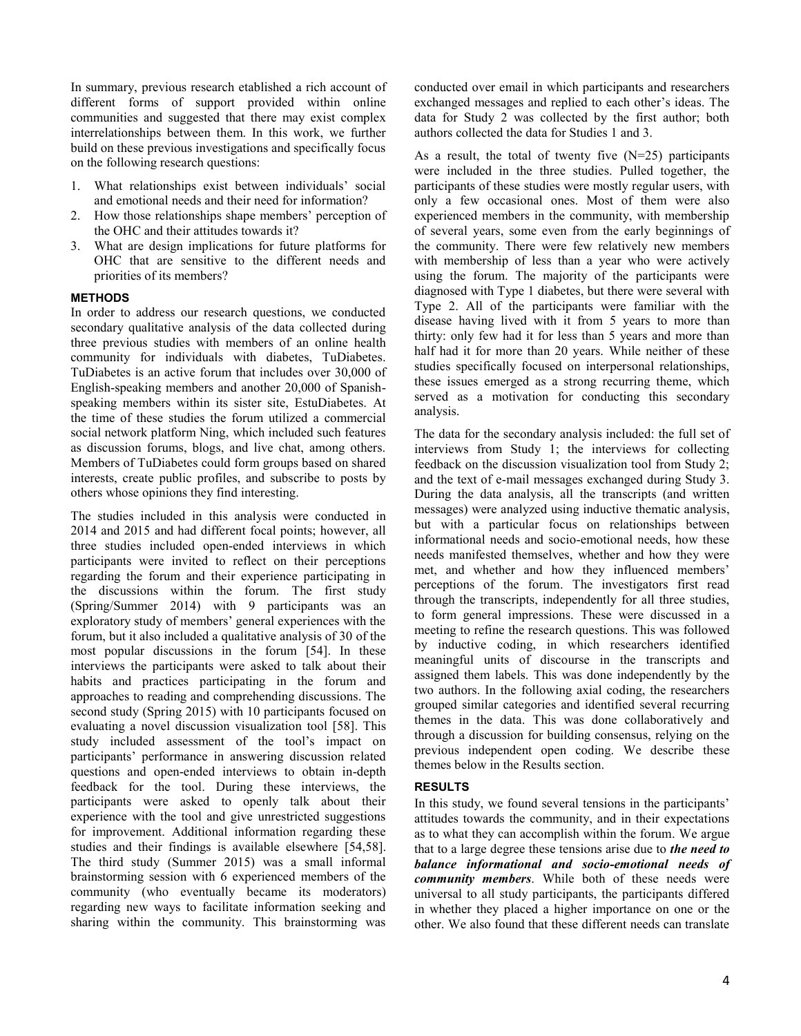In summary, previous research established a rich account of different forms of support provided within online communities and suggested that there may exist complex interrelationships between them. In this work, we further build on these previous investigations and specifically focus on the following research questions:

1. What relationships exist between individuals' social and emotional needs and their need for information?
2. How those relationships shape members' perception of the OHC and their attitudes towards it?
3. What are design implications for future platforms for OHC that are sensitive to the different needs and priorities of its members?

## METHODS

In order to address our research questions, we conducted secondary qualitative analysis of the data collected during three previous studies with members of an online health community for individuals with diabetes, TuDiabetes. TuDiabetes is an active forum that includes over 30,000 of English-speaking members and another 20,000 of Spanish-speaking members within its sister site, EstuDiabetes. At the time of these studies the forum utilized a commercial social network platform Ning, which included such features as discussion forums, blogs, and live chat, among others. Members of TuDiabetes could form groups based on shared interests, create public profiles, and subscribe to posts by others whose opinions they find interesting.

The studies included in this analysis were conducted in 2014 and 2015 and had different focal points; however, all three studies included open-ended interviews in which participants were invited to reflect on their perceptions regarding the forum and their experience participating in the discussions within the forum. The first study (Spring/Summer 2014) with 9 participants was an exploratory study of members' general experiences with the forum, but it also included a qualitative analysis of 30 of the most popular discussions in the forum [54]. In these interviews the participants were asked to talk about their habits and practices participating in the forum and approaches to reading and comprehending discussions. The second study (Spring 2015) with 10 participants focused on evaluating a novel discussion visualization tool [58]. This study included assessment of the tool's impact on participants' performance in answering discussion related questions and open-ended interviews to obtain in-depth feedback for the tool. During these interviews, the participants were asked to openly talk about their experience with the tool and give unrestricted suggestions for improvement. Additional information regarding these studies and their findings is available elsewhere [54,58]. The third study (Summer 2015) was a small informal brainstorming session with 6 experienced members of the community (who eventually became its moderators) regarding new ways to facilitate information seeking and sharing within the community. This brainstorming was conducted over email in which participants and researchers exchanged messages and replied to each other's ideas. The data for Study 2 was collected by the first author; both authors collected the data for Studies 1 and 3.

As a result, the total of twenty five (N=25) participants were included in the three studies. Pulled together, the participants of these studies were mostly regular users, with only a few occasional ones. Most of them were also experienced members in the community, with membership of several years, some even from the early beginnings of the community. There were few relatively new members with membership of less than a year who were actively using the forum. The majority of the participants were diagnosed with Type 1 diabetes, but there were several with Type 2. All of the participants were familiar with the disease having lived with it from 5 years to more than thirty: only few had it for less than 5 years and more than half had it for more than 20 years. While neither of these studies specifically focused on interpersonal relationships, these issues emerged as a strong recurring theme, which served as a motivation for conducting this secondary analysis.

The data for the secondary analysis included: the full set of interviews from Study 1; the interviews for collecting feedback on the discussion visualization tool from Study 2; and the text of e-mail messages exchanged during Study 3. During the data analysis, all the transcripts (and written messages) were analyzed using inductive thematic analysis, but with a particular focus on relationships between informational needs and socio-emotional needs, how these needs manifested themselves, whether and how they were met, and whether and how they influenced members' perceptions of the forum. The investigators first read through the transcripts, independently for all three studies, to form general impressions. These were discussed in a meeting to refine the research questions. This was followed by inductive coding, in which researchers identified meaningful units of discourse in the transcripts and assigned them labels. This was done independently by the two authors. In the following axial coding, the researchers grouped similar categories and identified several recurring themes in the data. This was done collaboratively and through a discussion for building consensus, relying on the previous independent open coding. We describe these themes below in the Results section.

## RESULTS

In this study, we found several tensions in the participants' attitudes towards the community, and in their expectations as to what they can accomplish within the forum. We argue that to a large degree these tensions arise due to ***the need to balance informational and socio-emotional needs of community members***. While both of these needs were universal to all study participants, the participants differed in whether they placed a higher importance on one or the other. We also found that these different needs can translate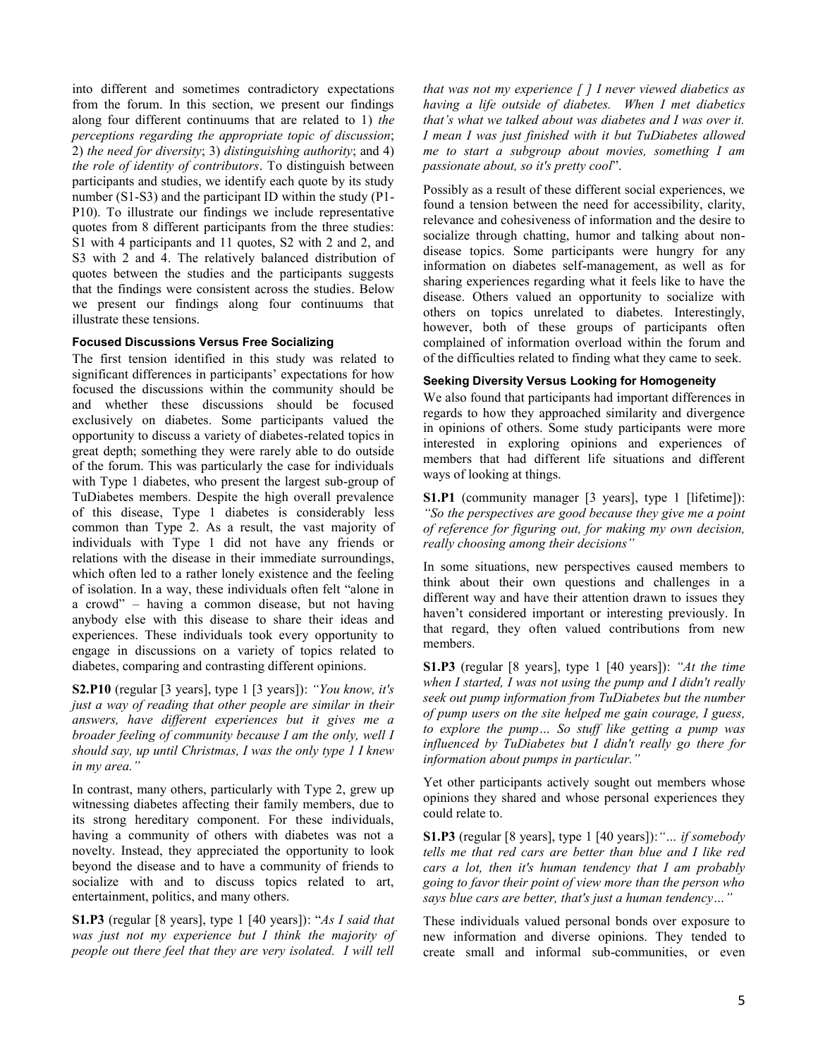into different and sometimes contradictory expectations from the forum. In this section, we present our findings along four different continuums that are related to 1) *the perceptions regarding the appropriate topic of discussion*; 2) *the need for diversity*; 3) *distinguishing authority*; and 4) *the role of identity of contributors*. To distinguish between participants and studies, we identify each quote by its study number (S1-S3) and the participant ID within the study (P1-P10). To illustrate our findings we include representative quotes from 8 different participants from the three studies: S1 with 4 participants and 11 quotes, S2 with 2 and 2, and S3 with 2 and 4. The relatively balanced distribution of quotes between the studies and the participants suggests that the findings were consistent across the studies. Below we present our findings along four continuums that illustrate these tensions.

### Focused Discussions Versus Free Socializing

The first tension identified in this study was related to significant differences in participants' expectations for how focused the discussions within the community should be and whether these discussions should be focused exclusively on diabetes. Some participants valued the opportunity to discuss a variety of diabetes-related topics in great depth; something they were rarely able to do outside of the forum. This was particularly the case for individuals with Type 1 diabetes, who present the largest sub-group of TuDiabetes members. Despite the high overall prevalence of this disease, Type 1 diabetes is considerably less common than Type 2. As a result, the vast majority of individuals with Type 1 did not have any friends or relations with the disease in their immediate surroundings, which often led to a rather lonely existence and the feeling of isolation. In a way, these individuals often felt "alone in a crowd" – having a common disease, but not having anybody else with this disease to share their ideas and experiences. These individuals took every opportunity to engage in discussions on a variety of topics related to diabetes, comparing and contrasting different opinions.

**S2.P10** (regular [3 years], type 1 [3 years]): *"You know, it's just a way of reading that other people are similar in their answers, have different experiences but it gives me a broader feeling of community because I am the only, well I should say, up until Christmas, I was the only type 1 I knew in my area."*

In contrast, many others, particularly with Type 2, grew up witnessing diabetes affecting their family members, due to its strong hereditary component. For these individuals, having a community of others with diabetes was not a novelty. Instead, they appreciated the opportunity to look beyond the disease and to have a community of friends to socialize with and to discuss topics related to art, entertainment, politics, and many others.

**S1.P3** (regular [8 years], type 1 [40 years]): "*As I said that was just not my experience but I think the majority of people out there feel that they are very isolated. I will tell that was not my experience [ ] I never viewed diabetics as having a life outside of diabetes. When I met diabetics that's what we talked about was diabetes and I was over it. I mean I was just finished with it but TuDiabetes allowed me to start a subgroup about movies, something I am passionate about, so it's pretty cool*".

Possibly as a result of these different social experiences, we found a tension between the need for accessibility, clarity, relevance and cohesiveness of information and the desire to socialize through chatting, humor and talking about non-disease topics. Some participants were hungry for any information on diabetes self-management, as well as for sharing experiences regarding what it feels like to have the disease. Others valued an opportunity to socialize with others on topics unrelated to diabetes. Interestingly, however, both of these groups of participants often complained of information overload within the forum and of the difficulties related to finding what they came to seek.

### Seeking Diversity Versus Looking for Homogeneity

We also found that participants had important differences in regards to how they approached similarity and divergence in opinions of others. Some study participants were more interested in exploring opinions and experiences of members that had different life situations and different ways of looking at things.

**S1.P1** (community manager [3 years], type 1 [lifetime]): *"So the perspectives are good because they give me a point of reference for figuring out, for making my own decision, really choosing among their decisions"*

In some situations, new perspectives caused members to think about their own questions and challenges in a different way and have their attention drawn to issues they haven't considered important or interesting previously. In that regard, they often valued contributions from new members.

**S1.P3** (regular [8 years], type 1 [40 years]): *"At the time when I started, I was not using the pump and I didn't really seek out pump information from TuDiabetes but the number of pump users on the site helped me gain courage, I guess, to explore the pump… So stuff like getting a pump was influenced by TuDiabetes but I didn't really go there for information about pumps in particular."*

Yet other participants actively sought out members whose opinions they shared and whose personal experiences they could relate to.

**S1.P3** (regular [8 years], type 1 [40 years]):*"… if somebody tells me that red cars are better than blue and I like red cars a lot, then it's human tendency that I am probably going to favor their point of view more than the person who says blue cars are better, that's just a human tendency…"*

These individuals valued personal bonds over exposure to new information and diverse opinions. They tended to create small and informal sub-communities, or even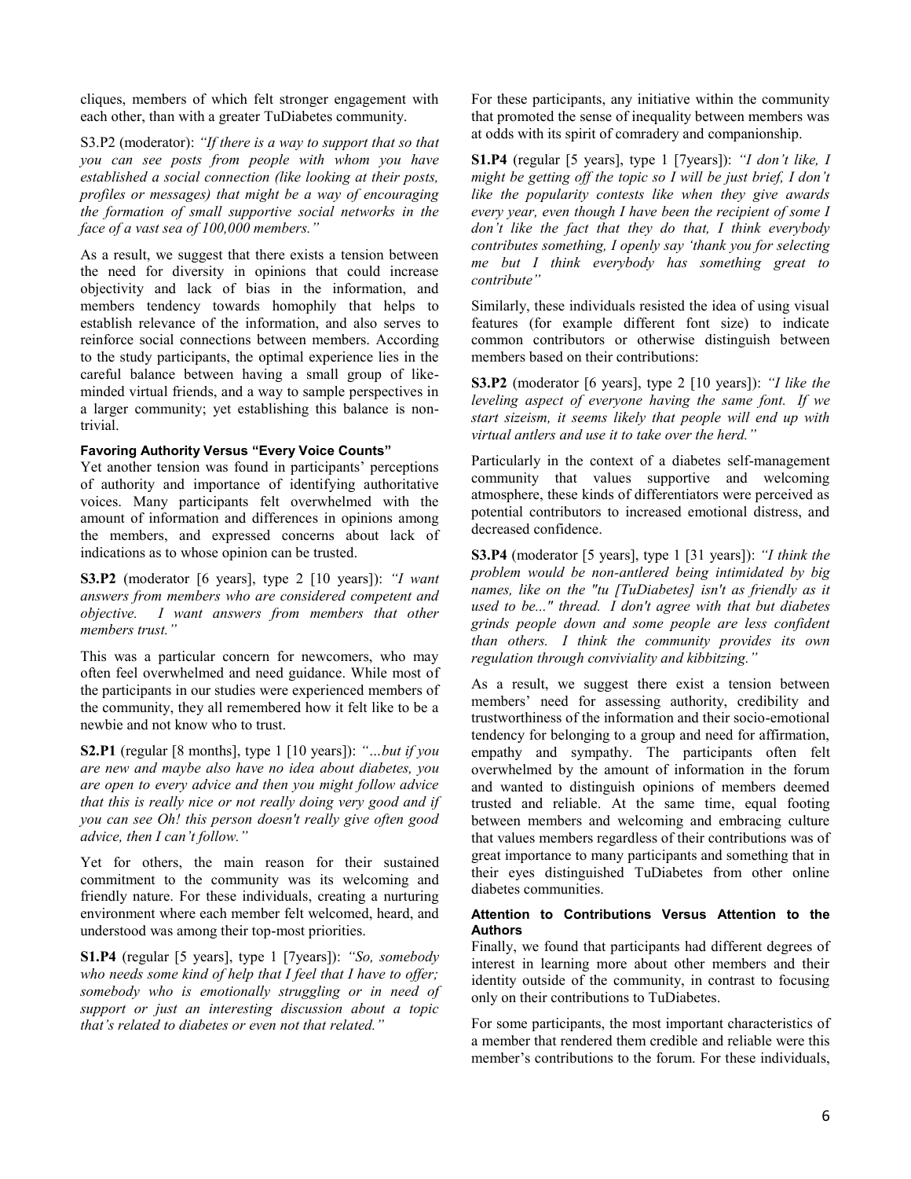cliques, members of which felt stronger engagement with each other, than with a greater TuDiabetes community.

S3.P2 (moderator): *"If there is a way to support that so that you can see posts from people with whom you have established a social connection (like looking at their posts, profiles or messages) that might be a way of encouraging the formation of small supportive social networks in the face of a vast sea of 100,000 members."*

As a result, we suggest that there exists a tension between the need for diversity in opinions that could increase objectivity and lack of bias in the information, and members tendency towards homophily that helps to establish relevance of the information, and also serves to reinforce social connections between members. According to the study participants, the optimal experience lies in the careful balance between having a small group of like-minded virtual friends, and a way to sample perspectives in a larger community; yet establishing this balance is non-trivial.

#### Favoring Authority Versus "Every Voice Counts"

Yet another tension was found in participants' perceptions of authority and importance of identifying authoritative voices. Many participants felt overwhelmed with the amount of information and differences in opinions among the members, and expressed concerns about lack of indications as to whose opinion can be trusted.

**S3.P2** (moderator [6 years], type 2 [10 years]): *"I want answers from members who are considered competent and objective. I want answers from members that other members trust."*

This was a particular concern for newcomers, who may often feel overwhelmed and need guidance. While most of the participants in our studies were experienced members of the community, they all remembered how it felt like to be a newbie and not know who to trust.

**S2.P1** (regular [8 months], type 1 [10 years]): *"…but if you are new and maybe also have no idea about diabetes, you are open to every advice and then you might follow advice that this is really nice or not really doing very good and if you can see Oh! this person doesn't really give often good advice, then I can't follow."*

Yet for others, the main reason for their sustained commitment to the community was its welcoming and friendly nature. For these individuals, creating a nurturing environment where each member felt welcomed, heard, and understood was among their top-most priorities.

**S1.P4** (regular [5 years], type 1 [7years]): *"So, somebody who needs some kind of help that I feel that I have to offer; somebody who is emotionally struggling or in need of support or just an interesting discussion about a topic that's related to diabetes or even not that related."*

For these participants, any initiative within the community that promoted the sense of inequality between members was at odds with its spirit of comradery and companionship.

**S1.P4** (regular [5 years], type 1 [7years]): *"I don't like, I might be getting off the topic so I will be just brief, I don't like the popularity contests like when they give awards every year, even though I have been the recipient of some I don't like the fact that they do that, I think everybody contributes something, I openly say 'thank you for selecting me but I think everybody has something great to contribute"*

Similarly, these individuals resisted the idea of using visual features (for example different font size) to indicate common contributors or otherwise distinguish between members based on their contributions:

**S3.P2** (moderator [6 years], type 2 [10 years]): *"I like the leveling aspect of everyone having the same font. If we start sizeism, it seems likely that people will end up with virtual antlers and use it to take over the herd."*

Particularly in the context of a diabetes self-management community that values supportive and welcoming atmosphere, these kinds of differentiators were perceived as potential contributors to increased emotional distress, and decreased confidence.

**S3.P4** (moderator [5 years], type 1 [31 years]): *"I think the problem would be non-antlered being intimidated by big names, like on the "tu [TuDiabetes] isn't as friendly as it used to be..." thread. I don't agree with that but diabetes grinds people down and some people are less confident than others. I think the community provides its own regulation through conviviality and kibbitzing."*

As a result, we suggest there exist a tension between members' need for assessing authority, credibility and trustworthiness of the information and their socio-emotional tendency for belonging to a group and need for affirmation, empathy and sympathy. The participants often felt overwhelmed by the amount of information in the forum and wanted to distinguish opinions of members deemed trusted and reliable. At the same time, equal footing between members and welcoming and embracing culture that values members regardless of their contributions was of great importance to many participants and something that in their eyes distinguished TuDiabetes from other online diabetes communities.

#### Attention to Contributions Versus Attention to the Authors

Finally, we found that participants had different degrees of interest in learning more about other members and their identity outside of the community, in contrast to focusing only on their contributions to TuDiabetes.

For some participants, the most important characteristics of a member that rendered them credible and reliable were this member's contributions to the forum. For these individuals,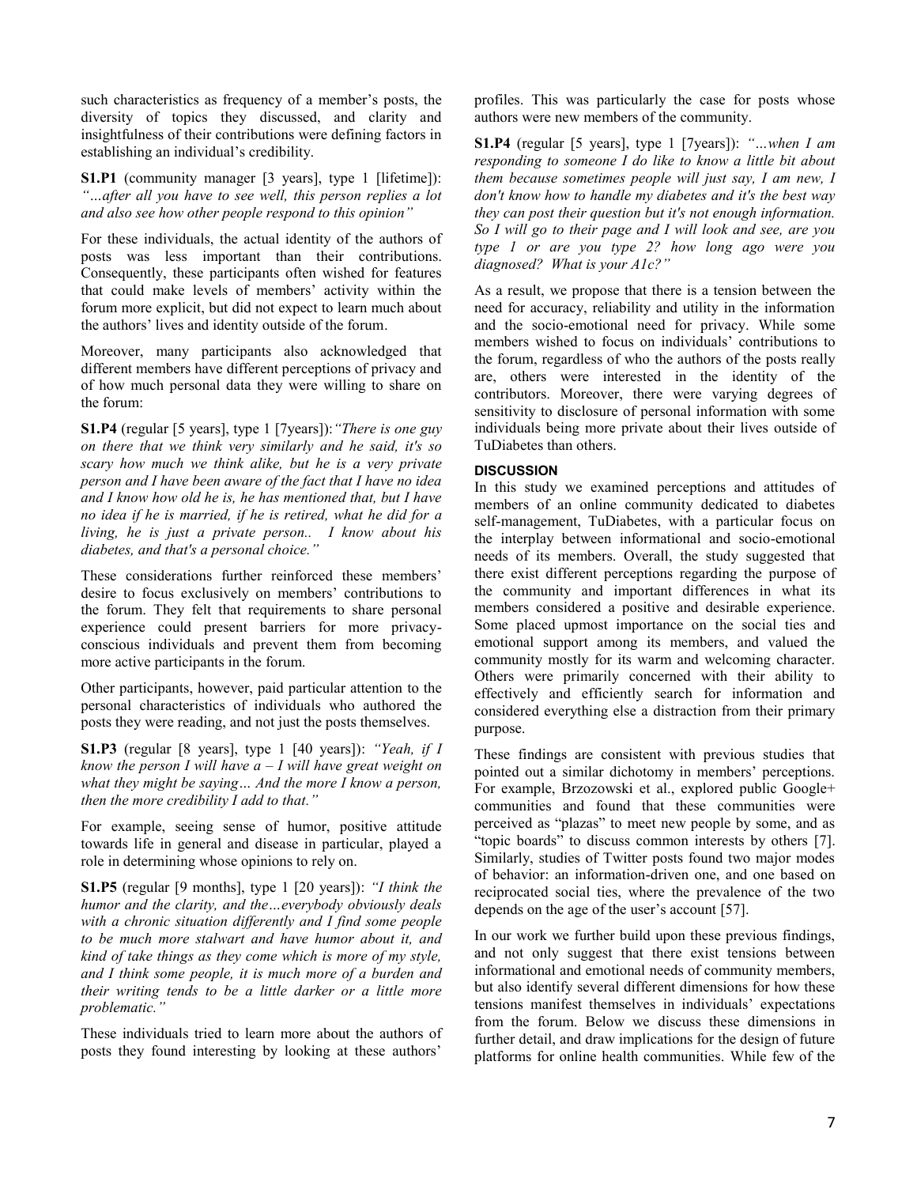such characteristics as frequency of a member's posts, the diversity of topics they discussed, and clarity and insightfulness of their contributions were defining factors in establishing an individual's credibility.

**S1.P1** (community manager [3 years], type 1 [lifetime]): *"…after all you have to see well, this person replies a lot and also see how other people respond to this opinion"*

For these individuals, the actual identity of the authors of posts was less important than their contributions. Consequently, these participants often wished for features that could make levels of members' activity within the forum more explicit, but did not expect to learn much about the authors' lives and identity outside of the forum.

Moreover, many participants also acknowledged that different members have different perceptions of privacy and of how much personal data they were willing to share on the forum:

**S1.P4** (regular [5 years], type 1 [7years]):*"There is one guy on there that we think very similarly and he said, it's so scary how much we think alike, but he is a very private person and I have been aware of the fact that I have no idea and I know how old he is, he has mentioned that, but I have no idea if he is married, if he is retired, what he did for a living, he is just a private person.. I know about his diabetes, and that's a personal choice."*

These considerations further reinforced these members' desire to focus exclusively on members' contributions to the forum. They felt that requirements to share personal experience could present barriers for more privacy-conscious individuals and prevent them from becoming more active participants in the forum.

Other participants, however, paid particular attention to the personal characteristics of individuals who authored the posts they were reading, and not just the posts themselves.

**S1.P3** (regular [8 years], type 1 [40 years]): *"Yeah, if I know the person I will have a – I will have great weight on what they might be saying… And the more I know a person, then the more credibility I add to that."*

For example, seeing sense of humor, positive attitude towards life in general and disease in particular, played a role in determining whose opinions to rely on.

**S1.P5** (regular [9 months], type 1 [20 years]): *"I think the humor and the clarity, and the…everybody obviously deals with a chronic situation differently and I find some people to be much more stalwart and have humor about it, and kind of take things as they come which is more of my style, and I think some people, it is much more of a burden and their writing tends to be a little darker or a little more problematic."*

These individuals tried to learn more about the authors of posts they found interesting by looking at these authors' profiles. This was particularly the case for posts whose authors were new members of the community.

**S1.P4** (regular [5 years], type 1 [7years]): *"…when I am responding to someone I do like to know a little bit about them because sometimes people will just say, I am new, I don't know how to handle my diabetes and it's the best way they can post their question but it's not enough information. So I will go to their page and I will look and see, are you type 1 or are you type 2? how long ago were you diagnosed? What is your A1c?"*

As a result, we propose that there is a tension between the need for accuracy, reliability and utility in the information and the socio-emotional need for privacy. While some members wished to focus on individuals' contributions to the forum, regardless of who the authors of the posts really are, others were interested in the identity of the contributors. Moreover, there were varying degrees of sensitivity to disclosure of personal information with some individuals being more private about their lives outside of TuDiabetes than others.

## DISCUSSION

In this study we examined perceptions and attitudes of members of an online community dedicated to diabetes self-management, TuDiabetes, with a particular focus on the interplay between informational and socio-emotional needs of its members. Overall, the study suggested that there exist different perceptions regarding the purpose of the community and important differences in what its members considered a positive and desirable experience. Some placed upmost importance on the social ties and emotional support among its members, and valued the community mostly for its warm and welcoming character. Others were primarily concerned with their ability to effectively and efficiently search for information and considered everything else a distraction from their primary purpose.

These findings are consistent with previous studies that pointed out a similar dichotomy in members' perceptions. For example, Brzozowski et al., explored public Google+ communities and found that these communities were perceived as "plazas" to meet new people by some, and as "topic boards" to discuss common interests by others [7]. Similarly, studies of Twitter posts found two major modes of behavior: an information-driven one, and one based on reciprocated social ties, where the prevalence of the two depends on the age of the user's account [57].

In our work we further build upon these previous findings, and not only suggest that there exist tensions between informational and emotional needs of community members, but also identify several different dimensions for how these tensions manifest themselves in individuals' expectations from the forum. Below we discuss these dimensions in further detail, and draw implications for the design of future platforms for online health communities. While few of the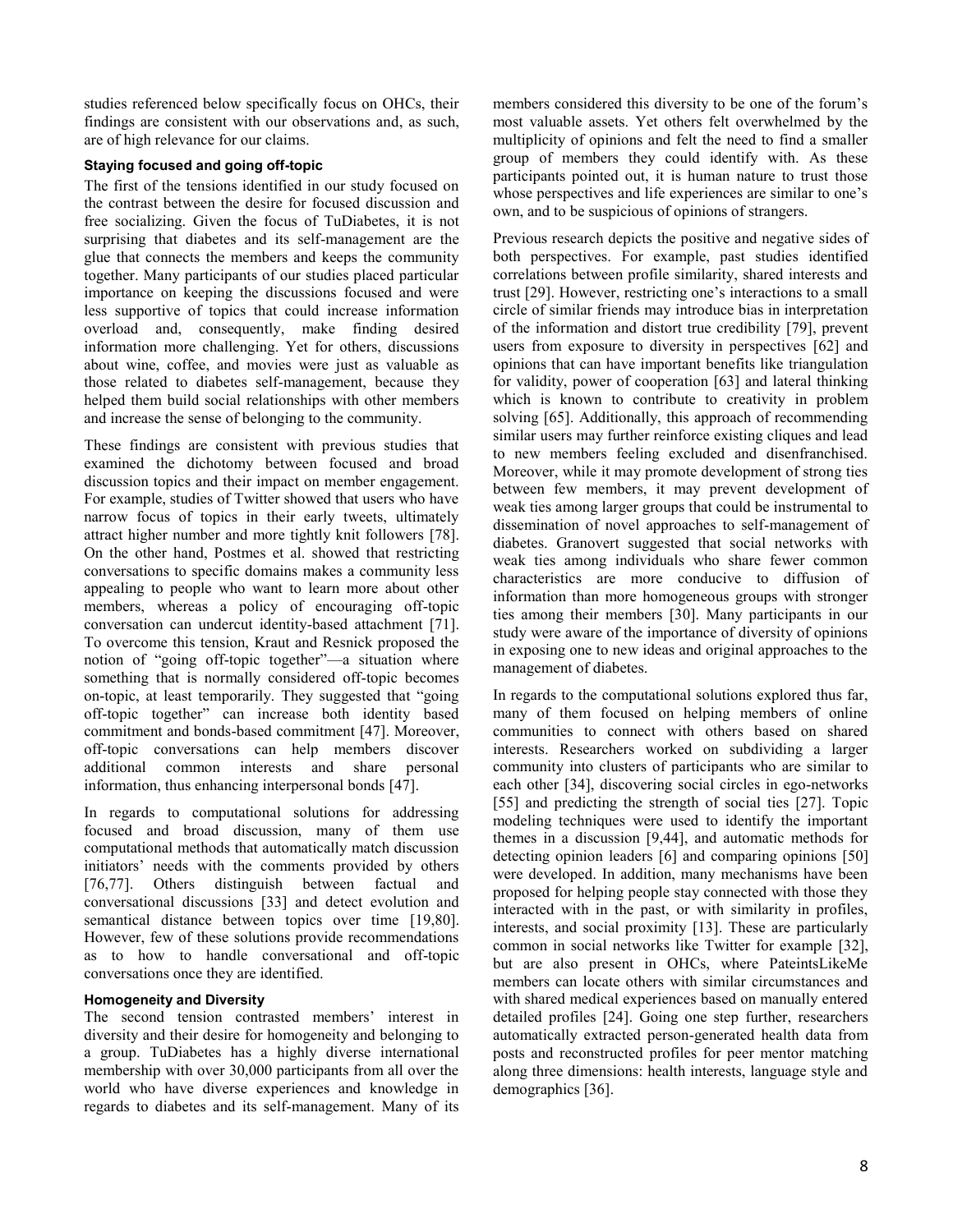studies referenced below specifically focus on OHCs, their findings are consistent with our observations and, as such, are of high relevance for our claims.

### Staying focused and going off-topic

The first of the tensions identified in our study focused on the contrast between the desire for focused discussion and free socializing. Given the focus of TuDiabetes, it is not surprising that diabetes and its self-management are the glue that connects the members and keeps the community together. Many participants of our studies placed particular importance on keeping the discussions focused and were less supportive of topics that could increase information overload and, consequently, make finding desired information more challenging. Yet for others, discussions about wine, coffee, and movies were just as valuable as those related to diabetes self-management, because they helped them build social relationships with other members and increase the sense of belonging to the community.

These findings are consistent with previous studies that examined the dichotomy between focused and broad discussion topics and their impact on member engagement. For example, studies of Twitter showed that users who have narrow focus of topics in their early tweets, ultimately attract higher number and more tightly knit followers [78]. On the other hand, Postmes et al. showed that restricting conversations to specific domains makes a community less appealing to people who want to learn more about other members, whereas a policy of encouraging off-topic conversation can undercut identity-based attachment [71]. To overcome this tension, Kraut and Resnick proposed the notion of "going off-topic together"—a situation where something that is normally considered off-topic becomes on-topic, at least temporarily. They suggested that "going off-topic together" can increase both identity based commitment and bonds-based commitment [47]. Moreover, off-topic conversations can help members discover additional common interests and share personal information, thus enhancing interpersonal bonds [47].

In regards to computational solutions for addressing focused and broad discussion, many of them use computational methods that automatically match discussion initiators' needs with the comments provided by others [76,77]. Others distinguish between factual and conversational discussions [33] and detect evolution and semantical distance between topics over time [19,80]. However, few of these solutions provide recommendations as to how to handle conversational and off-topic conversations once they are identified.

### Homogeneity and Diversity

The second tension contrasted members' interest in diversity and their desire for homogeneity and belonging to a group. TuDiabetes has a highly diverse international membership with over 30,000 participants from all over the world who have diverse experiences and knowledge in regards to diabetes and its self-management. Many of its members considered this diversity to be one of the forum's most valuable assets. Yet others felt overwhelmed by the multiplicity of opinions and felt the need to find a smaller group of members they could identify with. As these participants pointed out, it is human nature to trust those whose perspectives and life experiences are similar to one's own, and to be suspicious of opinions of strangers.

Previous research depicts the positive and negative sides of both perspectives. For example, past studies identified correlations between profile similarity, shared interests and trust [29]. However, restricting one's interactions to a small circle of similar friends may introduce bias in interpretation of the information and distort true credibility [79], prevent users from exposure to diversity in perspectives [62] and opinions that can have important benefits like triangulation for validity, power of cooperation [63] and lateral thinking which is known to contribute to creativity in problem solving [65]. Additionally, this approach of recommending similar users may further reinforce existing cliques and lead to new members feeling excluded and disenfranchised. Moreover, while it may promote development of strong ties between few members, it may prevent development of weak ties among larger groups that could be instrumental to dissemination of novel approaches to self-management of diabetes. Granovert suggested that social networks with weak ties among individuals who share fewer common characteristics are more conducive to diffusion of information than more homogeneous groups with stronger ties among their members [30]. Many participants in our study were aware of the importance of diversity of opinions in exposing one to new ideas and original approaches to the management of diabetes.

In regards to the computational solutions explored thus far, many of them focused on helping members of online communities to connect with others based on shared interests. Researchers worked on subdividing a larger community into clusters of participants who are similar to each other [34], discovering social circles in ego-networks [55] and predicting the strength of social ties [27]. Topic modeling techniques were used to identify the important themes in a discussion [9,44], and automatic methods for detecting opinion leaders [6] and comparing opinions [50] were developed. In addition, many mechanisms have been proposed for helping people stay connected with those they interacted with in the past, or with similarity in profiles, interests, and social proximity [13]. These are particularly common in social networks like Twitter for example [32], but are also present in OHCs, where PateintsLikeMe members can locate others with similar circumstances and with shared medical experiences based on manually entered detailed profiles [24]. Going one step further, researchers automatically extracted person-generated health data from posts and reconstructed profiles for peer mentor matching along three dimensions: health interests, language style and demographics [36].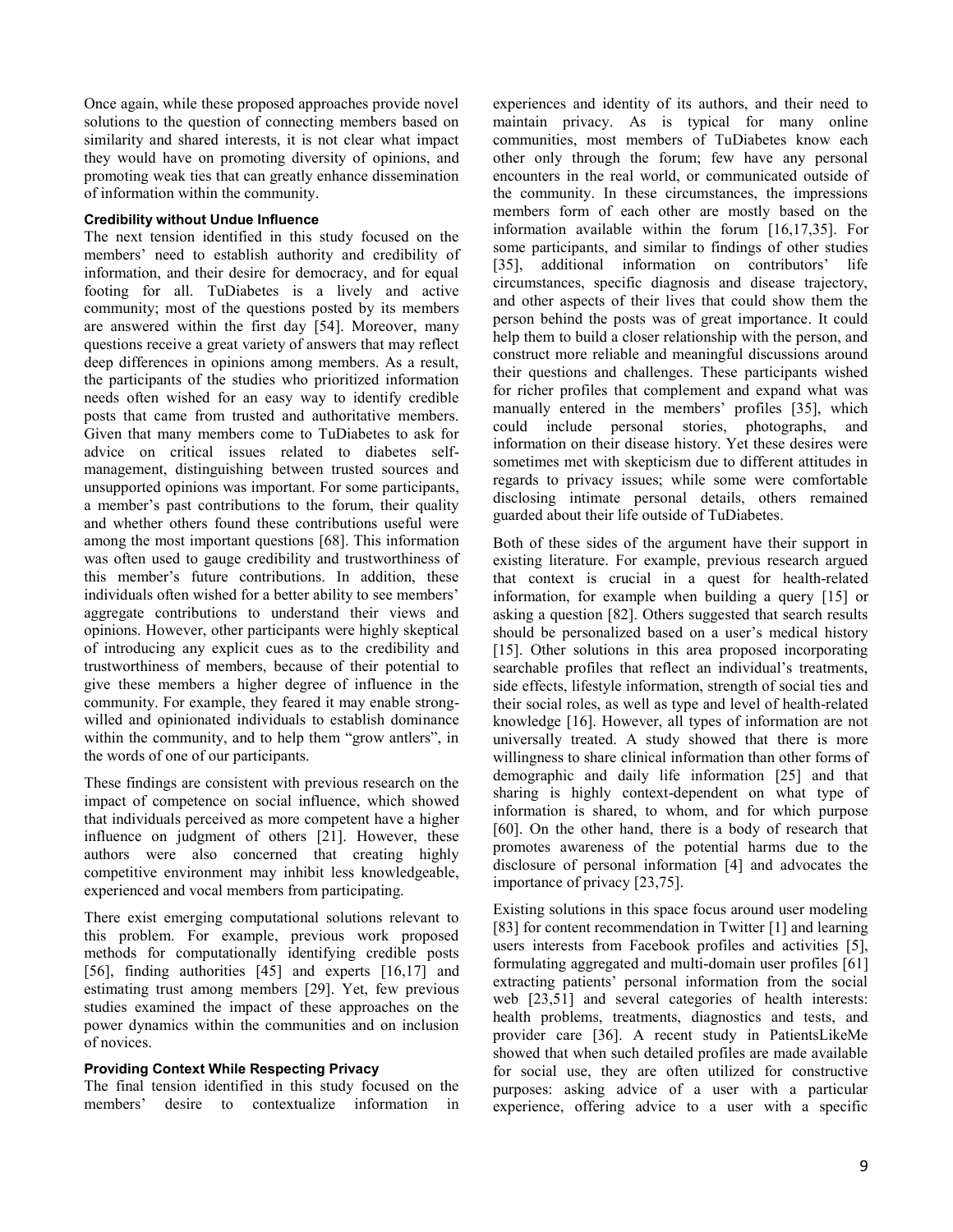Once again, while these proposed approaches provide novel solutions to the question of connecting members based on similarity and shared interests, it is not clear what impact they would have on promoting diversity of opinions, and promoting weak ties that can greatly enhance dissemination of information within the community.

### Credibility without Undue Influence

The next tension identified in this study focused on the members' need to establish authority and credibility of information, and their desire for democracy, and for equal footing for all. TuDiabetes is a lively and active community; most of the questions posted by its members are answered within the first day [54]. Moreover, many questions receive a great variety of answers that may reflect deep differences in opinions among members. As a result, the participants of the studies who prioritized information needs often wished for an easy way to identify credible posts that came from trusted and authoritative members. Given that many members come to TuDiabetes to ask for advice on critical issues related to diabetes self-management, distinguishing between trusted sources and unsupported opinions was important. For some participants, a member's past contributions to the forum, their quality and whether others found these contributions useful were among the most important questions [68]. This information was often used to gauge credibility and trustworthiness of this member's future contributions. In addition, these individuals often wished for a better ability to see members' aggregate contributions to understand their views and opinions. However, other participants were highly skeptical of introducing any explicit cues as to the credibility and trustworthiness of members, because of their potential to give these members a higher degree of influence in the community. For example, they feared it may enable strong-willed and opinionated individuals to establish dominance within the community, and to help them "grow antlers", in the words of one of our participants.

These findings are consistent with previous research on the impact of competence on social influence, which showed that individuals perceived as more competent have a higher influence on judgment of others [21]. However, these authors were also concerned that creating highly competitive environment may inhibit less knowledgeable, experienced and vocal members from participating.

There exist emerging computational solutions relevant to this problem. For example, previous work proposed methods for computationally identifying credible posts [56], finding authorities [45] and experts [16,17] and estimating trust among members [29]. Yet, few previous studies examined the impact of these approaches on the power dynamics within the communities and on inclusion of novices.

### Providing Context While Respecting Privacy

The final tension identified in this study focused on the members' desire to contextualize information in experiences and identity of its authors, and their need to maintain privacy. As is typical for many online communities, most members of TuDiabetes know each other only through the forum; few have any personal encounters in the real world, or communicated outside of the community. In these circumstances, the impressions members form of each other are mostly based on the information available within the forum [16,17,35]. For some participants, and similar to findings of other studies [35], additional information on contributors' life circumstances, specific diagnosis and disease trajectory, and other aspects of their lives that could show them the person behind the posts was of great importance. It could help them to build a closer relationship with the person, and construct more reliable and meaningful discussions around their questions and challenges. These participants wished for richer profiles that complement and expand what was manually entered in the members' profiles [35], which could include personal stories, photographs, and information on their disease history. Yet these desires were sometimes met with skepticism due to different attitudes in regards to privacy issues; while some were comfortable disclosing intimate personal details, others remained guarded about their life outside of TuDiabetes.

Both of these sides of the argument have their support in existing literature. For example, previous research argued that context is crucial in a quest for health-related information, for example when building a query [15] or asking a question [82]. Others suggested that search results should be personalized based on a user's medical history [15]. Other solutions in this area proposed incorporating searchable profiles that reflect an individual's treatments, side effects, lifestyle information, strength of social ties and their social roles, as well as type and level of health-related knowledge [16]. However, all types of information are not universally treated. A study showed that there is more willingness to share clinical information than other forms of demographic and daily life information [25] and that sharing is highly context-dependent on what type of information is shared, to whom, and for which purpose [60]. On the other hand, there is a body of research that promotes awareness of the potential harms due to the disclosure of personal information [4] and advocates the importance of privacy [23,75].

Existing solutions in this space focus around user modeling [83] for content recommendation in Twitter [1] and learning users interests from Facebook profiles and activities [5], formulating aggregated and multi-domain user profiles [61] extracting patients' personal information from the social web [23,51] and several categories of health interests: health problems, treatments, diagnostics and tests, and provider care [36]. A recent study in PatientsLikeMe showed that when such detailed profiles are made available for social use, they are often utilized for constructive purposes: asking advice of a user with a particular experience, offering advice to a user with a specific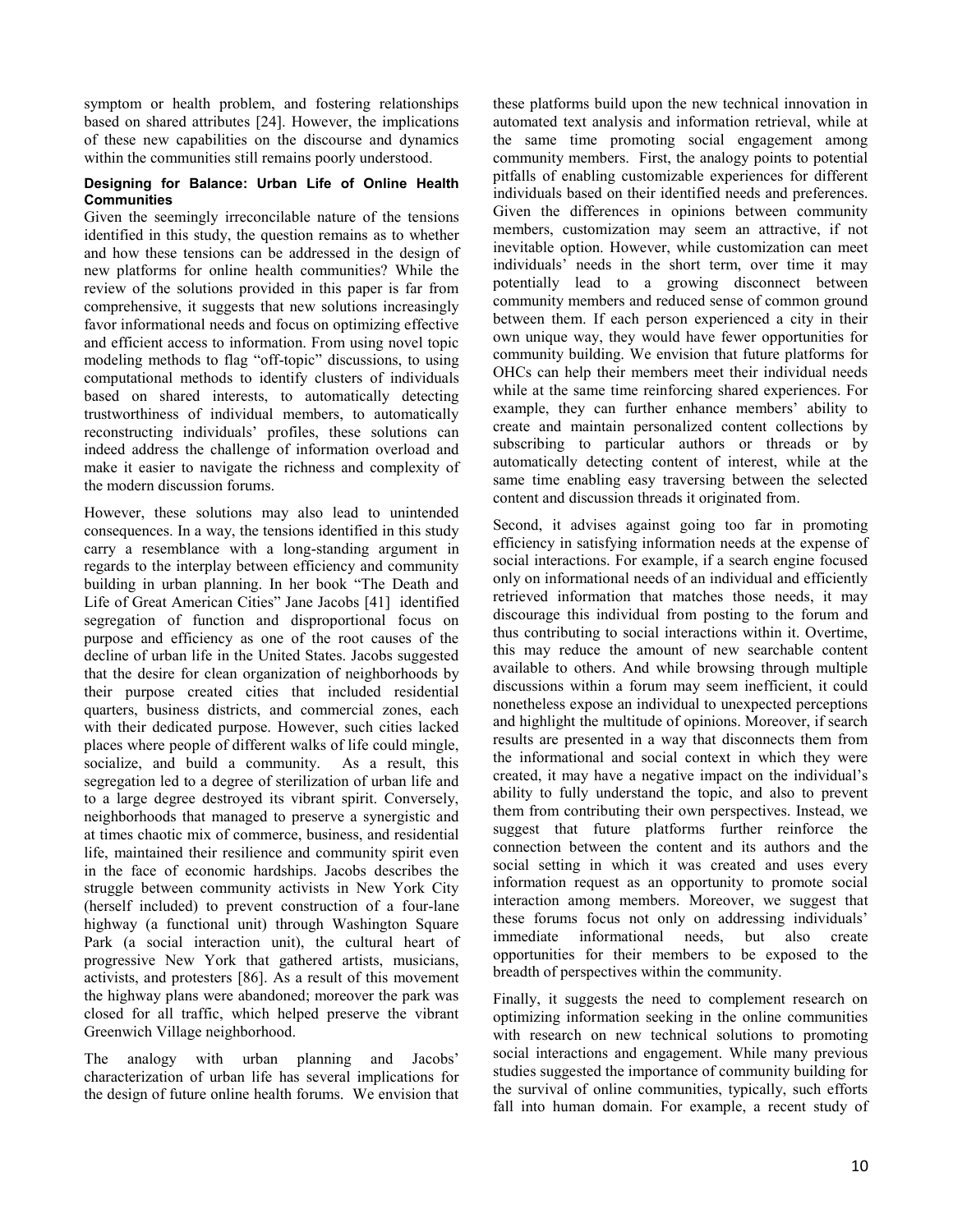symptom or health problem, and fostering relationships based on shared attributes [24]. However, the implications of these new capabilities on the discourse and dynamics within the communities still remains poorly understood.

### Designing for Balance: Urban Life of Online Health Communities

Given the seemingly irreconcilable nature of the tensions identified in this study, the question remains as to whether and how these tensions can be addressed in the design of new platforms for online health communities? While the review of the solutions provided in this paper is far from comprehensive, it suggests that new solutions increasingly favor informational needs and focus on optimizing effective and efficient access to information. From using novel topic modeling methods to flag "off-topic" discussions, to using computational methods to identify clusters of individuals based on shared interests, to automatically detecting trustworthiness of individual members, to automatically reconstructing individuals' profiles, these solutions can indeed address the challenge of information overload and make it easier to navigate the richness and complexity of the modern discussion forums.

However, these solutions may also lead to unintended consequences. In a way, the tensions identified in this study carry a resemblance with a long-standing argument in regards to the interplay between efficiency and community building in urban planning. In her book "The Death and Life of Great American Cities" Jane Jacobs [41] identified segregation of function and disproportional focus on purpose and efficiency as one of the root causes of the decline of urban life in the United States. Jacobs suggested that the desire for clean organization of neighborhoods by their purpose created cities that included residential quarters, business districts, and commercial zones, each with their dedicated purpose. However, such cities lacked places where people of different walks of life could mingle, socialize, and build a community. As a result, this segregation led to a degree of sterilization of urban life and to a large degree destroyed its vibrant spirit. Conversely, neighborhoods that managed to preserve a synergistic and at times chaotic mix of commerce, business, and residential life, maintained their resilience and community spirit even in the face of economic hardships. Jacobs describes the struggle between community activists in New York City (herself included) to prevent construction of a four-lane highway (a functional unit) through Washington Square Park (a social interaction unit), the cultural heart of progressive New York that gathered artists, musicians, activists, and protesters [86]. As a result of this movement the highway plans were abandoned; moreover the park was closed for all traffic, which helped preserve the vibrant Greenwich Village neighborhood.

The analogy with urban planning and Jacobs' characterization of urban life has several implications for the design of future online health forums. We envision that these platforms build upon the new technical innovation in automated text analysis and information retrieval, while at the same time promoting social engagement among community members. First, the analogy points to potential pitfalls of enabling customizable experiences for different individuals based on their identified needs and preferences. Given the differences in opinions between community members, customization may seem an attractive, if not inevitable option. However, while customization can meet individuals' needs in the short term, over time it may potentially lead to a growing disconnect between community members and reduced sense of common ground between them. If each person experienced a city in their own unique way, they would have fewer opportunities for community building. We envision that future platforms for OHCs can help their members meet their individual needs while at the same time reinforcing shared experiences. For example, they can further enhance members' ability to create and maintain personalized content collections by subscribing to particular authors or threads or by automatically detecting content of interest, while at the same time enabling easy traversing between the selected content and discussion threads it originated from.

Second, it advises against going too far in promoting efficiency in satisfying information needs at the expense of social interactions. For example, if a search engine focused only on informational needs of an individual and efficiently retrieved information that matches those needs, it may discourage this individual from posting to the forum and thus contributing to social interactions within it. Overtime, this may reduce the amount of new searchable content available to others. And while browsing through multiple discussions within a forum may seem inefficient, it could nonetheless expose an individual to unexpected perceptions and highlight the multitude of opinions. Moreover, if search results are presented in a way that disconnects them from the informational and social context in which they were created, it may have a negative impact on the individual's ability to fully understand the topic, and also to prevent them from contributing their own perspectives. Instead, we suggest that future platforms further reinforce the connection between the content and its authors and the social setting in which it was created and uses every information request as an opportunity to promote social interaction among members. Moreover, we suggest that these forums focus not only on addressing individuals' immediate informational needs, but also create opportunities for their members to be exposed to the breadth of perspectives within the community.

Finally, it suggests the need to complement research on optimizing information seeking in the online communities with research on new technical solutions to promoting social interactions and engagement. While many previous studies suggested the importance of community building for the survival of online communities, typically, such efforts fall into human domain. For example, a recent study of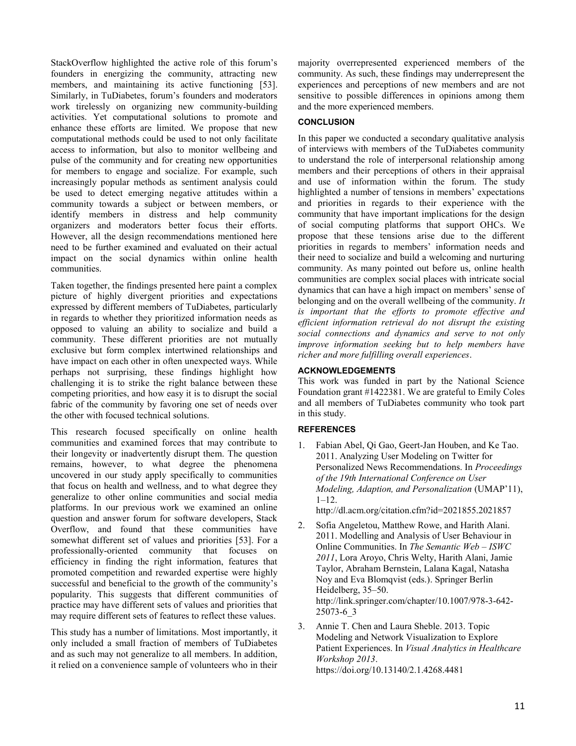StackOverflow highlighted the active role of this forum's founders in energizing the community, attracting new members, and maintaining its active functioning [53]. Similarly, in TuDiabetes, forum's founders and moderators work tirelessly on organizing new community-building activities. Yet computational solutions to promote and enhance these efforts are limited. We propose that new computational methods could be used to not only facilitate access to information, but also to monitor wellbeing and pulse of the community and for creating new opportunities for members to engage and socialize. For example, such increasingly popular methods as sentiment analysis could be used to detect emerging negative attitudes within a community towards a subject or between members, or identify members in distress and help community organizers and moderators better focus their efforts. However, all the design recommendations mentioned here need to be further examined and evaluated on their actual impact on the social dynamics within online health communities.

Taken together, the findings presented here paint a complex picture of highly divergent priorities and expectations expressed by different members of TuDiabetes, particularly in regards to whether they prioritized information needs as opposed to valuing an ability to socialize and build a community. These different priorities are not mutually exclusive but form complex intertwined relationships and have impact on each other in often unexpected ways. While perhaps not surprising, these findings highlight how challenging it is to strike the right balance between these competing priorities, and how easy it is to disrupt the social fabric of the community by favoring one set of needs over the other with focused technical solutions.

This research focused specifically on online health communities and examined forces that may contribute to their longevity or inadvertently disrupt them. The question remains, however, to what degree the phenomena uncovered in our study apply specifically to communities that focus on health and wellness, and to what degree they generalize to other online communities and social media platforms. In our previous work we examined an online question and answer forum for software developers, Stack Overflow, and found that these communities have somewhat different set of values and priorities [53]. For a professionally-oriented community that focuses on efficiency in finding the right information, features that promoted competition and rewarded expertise were highly successful and beneficial to the growth of the community's popularity. This suggests that different communities of practice may have different sets of values and priorities that may require different sets of features to reflect these values.

This study has a number of limitations. Most importantly, it only included a small fraction of members of TuDiabetes and as such may not generalize to all members. In addition, it relied on a convenience sample of volunteers who in their majority overrepresented experienced members of the community. As such, these findings may underrepresent the experiences and perceptions of new members and are not sensitive to possible differences in opinions among them and the more experienced members.

## CONCLUSION

In this paper we conducted a secondary qualitative analysis of interviews with members of the TuDiabetes community to understand the role of interpersonal relationship among members and their perceptions of others in their appraisal and use of information within the forum. The study highlighted a number of tensions in members' expectations and priorities in regards to their experience with the community that have important implications for the design of social computing platforms that support OHCs. We propose that these tensions arise due to the different priorities in regards to members' information needs and their need to socialize and build a welcoming and nurturing community. As many pointed out before us, online health communities are complex social places with intricate social dynamics that can have a high impact on members' sense of belonging and on the overall wellbeing of the community. *It is important that the efforts to promote effective and efficient information retrieval do not disrupt the existing social connections and dynamics and serve to not only improve information seeking but to help members have richer and more fulfilling overall experiences*.

## ACKNOWLEDGEMENTS

This work was funded in part by the National Science Foundation grant #1422381. We are grateful to Emily Coles and all members of TuDiabetes community who took part in this study.

## REFERENCES

1. Fabian Abel, Qi Gao, Geert-Jan Houben, and Ke Tao. 2011. Analyzing User Modeling on Twitter for Personalized News Recommendations. In *Proceedings of the 19th International Conference on User Modeling, Adaption, and Personalization* (UMAP'11), 1–12. http://dl.acm.org/citation.cfm?id=2021855.2021857
2. Sofia Angeletou, Matthew Rowe, and Harith Alani. 2011. Modelling and Analysis of User Behaviour in Online Communities. In *The Semantic Web – ISWC 2011*, Lora Aroyo, Chris Welty, Harith Alani, Jamie Taylor, Abraham Bernstein, Lalana Kagal, Natasha Noy and Eva Blomqvist (eds.). Springer Berlin Heidelberg, 35–50. http://link.springer.com/chapter/10.1007/978-3-642-25073-6_3
3. Annie T. Chen and Laura Sheble. 2013. Topic Modeling and Network Visualization to Explore Patient Experiences. In *Visual Analytics in Healthcare Workshop 2013*. https://doi.org/10.13140/2.1.4268.4481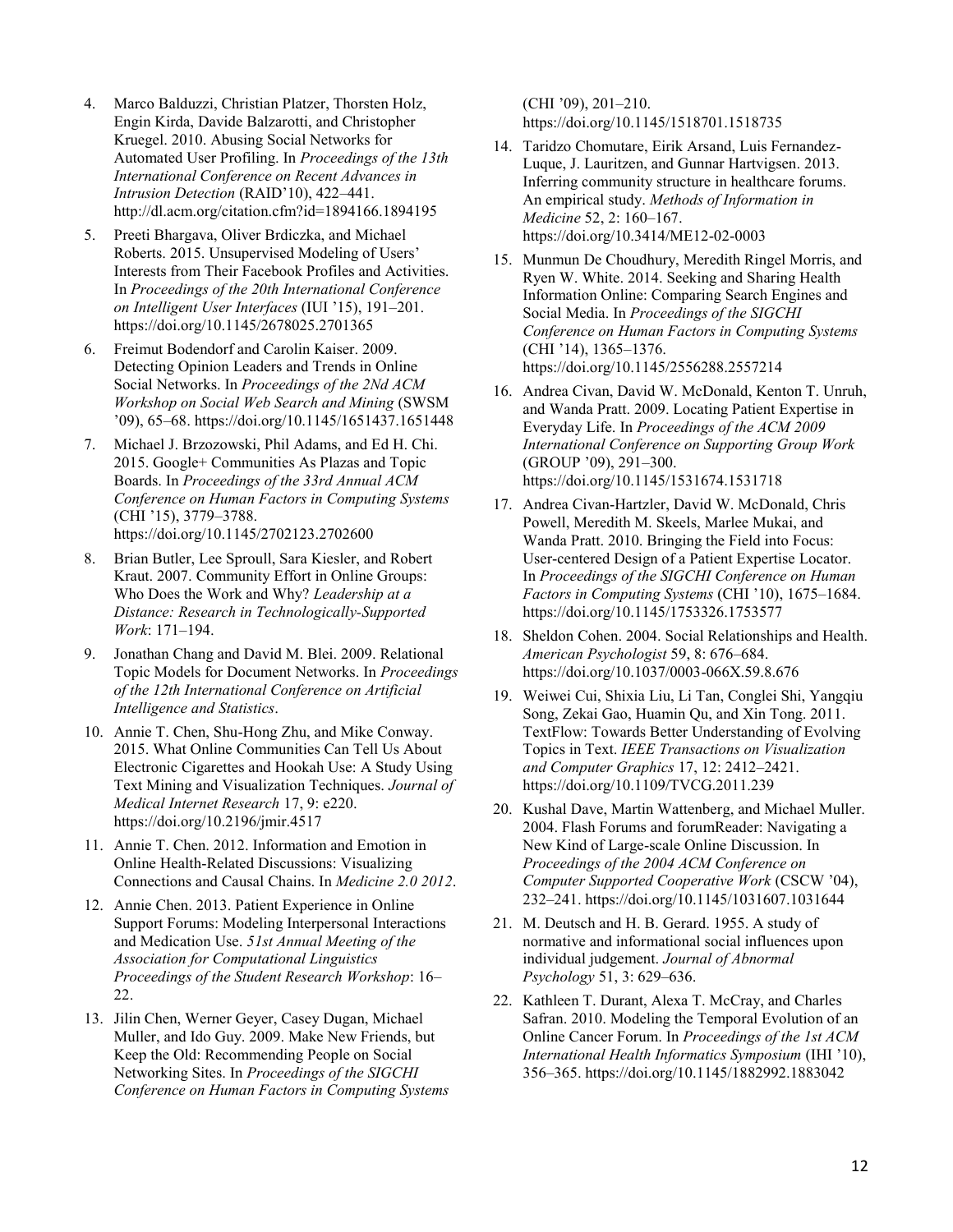4. Marco Balduzzi, Christian Platzer, Thorsten Holz, Engin Kirda, Davide Balzarotti, and Christopher Kruegel. 2010. Abusing Social Networks for Automated User Profiling. In *Proceedings of the 13th International Conference on Recent Advances in Intrusion Detection* (RAID'10), 422–441. http://dl.acm.org/citation.cfm?id=1894166.1894195
5. Preeti Bhargava, Oliver Brdiczka, and Michael Roberts. 2015. Unsupervised Modeling of Users' Interests from Their Facebook Profiles and Activities. In *Proceedings of the 20th International Conference on Intelligent User Interfaces* (IUI '15), 191–201. https://doi.org/10.1145/2678025.2701365
6. Freimut Bodendorf and Carolin Kaiser. 2009. Detecting Opinion Leaders and Trends in Online Social Networks. In *Proceedings of the 2Nd ACM Workshop on Social Web Search and Mining* (SWSM '09), 65–68. https://doi.org/10.1145/1651437.1651448
7. Michael J. Brzozowski, Phil Adams, and Ed H. Chi. 2015. Google+ Communities As Plazas and Topic Boards. In *Proceedings of the 33rd Annual ACM Conference on Human Factors in Computing Systems* (CHI '15), 3779–3788. https://doi.org/10.1145/2702123.2702600
8. Brian Butler, Lee Sproull, Sara Kiesler, and Robert Kraut. 2007. Community Effort in Online Groups: Who Does the Work and Why? *Leadership at a Distance: Research in Technologically-Supported Work*: 171–194.
9. Jonathan Chang and David M. Blei. 2009. Relational Topic Models for Document Networks. In *Proceedings of the 12th International Conference on Artificial Intelligence and Statistics*.
10. Annie T. Chen, Shu-Hong Zhu, and Mike Conway. 2015. What Online Communities Can Tell Us About Electronic Cigarettes and Hookah Use: A Study Using Text Mining and Visualization Techniques. *Journal of Medical Internet Research* 17, 9: e220. https://doi.org/10.2196/jmir.4517
11. Annie T. Chen. 2012. Information and Emotion in Online Health-Related Discussions: Visualizing Connections and Causal Chains. In *Medicine 2.0 2012*.
12. Annie Chen. 2013. Patient Experience in Online Support Forums: Modeling Interpersonal Interactions and Medication Use. *51st Annual Meeting of the Association for Computational Linguistics Proceedings of the Student Research Workshop*: 16–22.
13. Jilin Chen, Werner Geyer, Casey Dugan, Michael Muller, and Ido Guy. 2009. Make New Friends, but Keep the Old: Recommending People on Social Networking Sites. In *Proceedings of the SIGCHI Conference on Human Factors in Computing Systems* (CHI '09), 201–210. https://doi.org/10.1145/1518701.1518735
14. Taridzo Chomutare, Eirik Arsand, Luis Fernandez-Luque, J. Lauritzen, and Gunnar Hartvigsen. 2013. Inferring community structure in healthcare forums. An empirical study. *Methods of Information in Medicine* 52, 2: 160–167. https://doi.org/10.3414/ME12-02-0003
15. Munmun De Choudhury, Meredith Ringel Morris, and Ryen W. White. 2014. Seeking and Sharing Health Information Online: Comparing Search Engines and Social Media. In *Proceedings of the SIGCHI Conference on Human Factors in Computing Systems* (CHI '14), 1365–1376. https://doi.org/10.1145/2556288.2557214
16. Andrea Civan, David W. McDonald, Kenton T. Unruh, and Wanda Pratt. 2009. Locating Patient Expertise in Everyday Life. In *Proceedings of the ACM 2009 International Conference on Supporting Group Work* (GROUP '09), 291–300. https://doi.org/10.1145/1531674.1531718
17. Andrea Civan-Hartzler, David W. McDonald, Chris Powell, Meredith M. Skeels, Marlee Mukai, and Wanda Pratt. 2010. Bringing the Field into Focus: User-centered Design of a Patient Expertise Locator. In *Proceedings of the SIGCHI Conference on Human Factors in Computing Systems* (CHI '10), 1675–1684. https://doi.org/10.1145/1753326.1753577
18. Sheldon Cohen. 2004. Social Relationships and Health. *American Psychologist* 59, 8: 676–684. https://doi.org/10.1037/0003-066X.59.8.676
19. Weiwei Cui, Shixia Liu, Li Tan, Conglei Shi, Yangqiu Song, Zekai Gao, Huamin Qu, and Xin Tong. 2011. TextFlow: Towards Better Understanding of Evolving Topics in Text. *IEEE Transactions on Visualization and Computer Graphics* 17, 12: 2412–2421. https://doi.org/10.1109/TVCG.2011.239
20. Kushal Dave, Martin Wattenberg, and Michael Muller. 2004. Flash Forums and forumReader: Navigating a New Kind of Large-scale Online Discussion. In *Proceedings of the 2004 ACM Conference on Computer Supported Cooperative Work* (CSCW '04), 232–241. https://doi.org/10.1145/1031607.1031644
21. M. Deutsch and H. B. Gerard. 1955. A study of normative and informational social influences upon individual judgement. *Journal of Abnormal Psychology* 51, 3: 629–636.
22. Kathleen T. Durant, Alexa T. McCray, and Charles Safran. 2010. Modeling the Temporal Evolution of an Online Cancer Forum. In *Proceedings of the 1st ACM International Health Informatics Symposium* (IHI '10), 356–365. https://doi.org/10.1145/1882992.1883042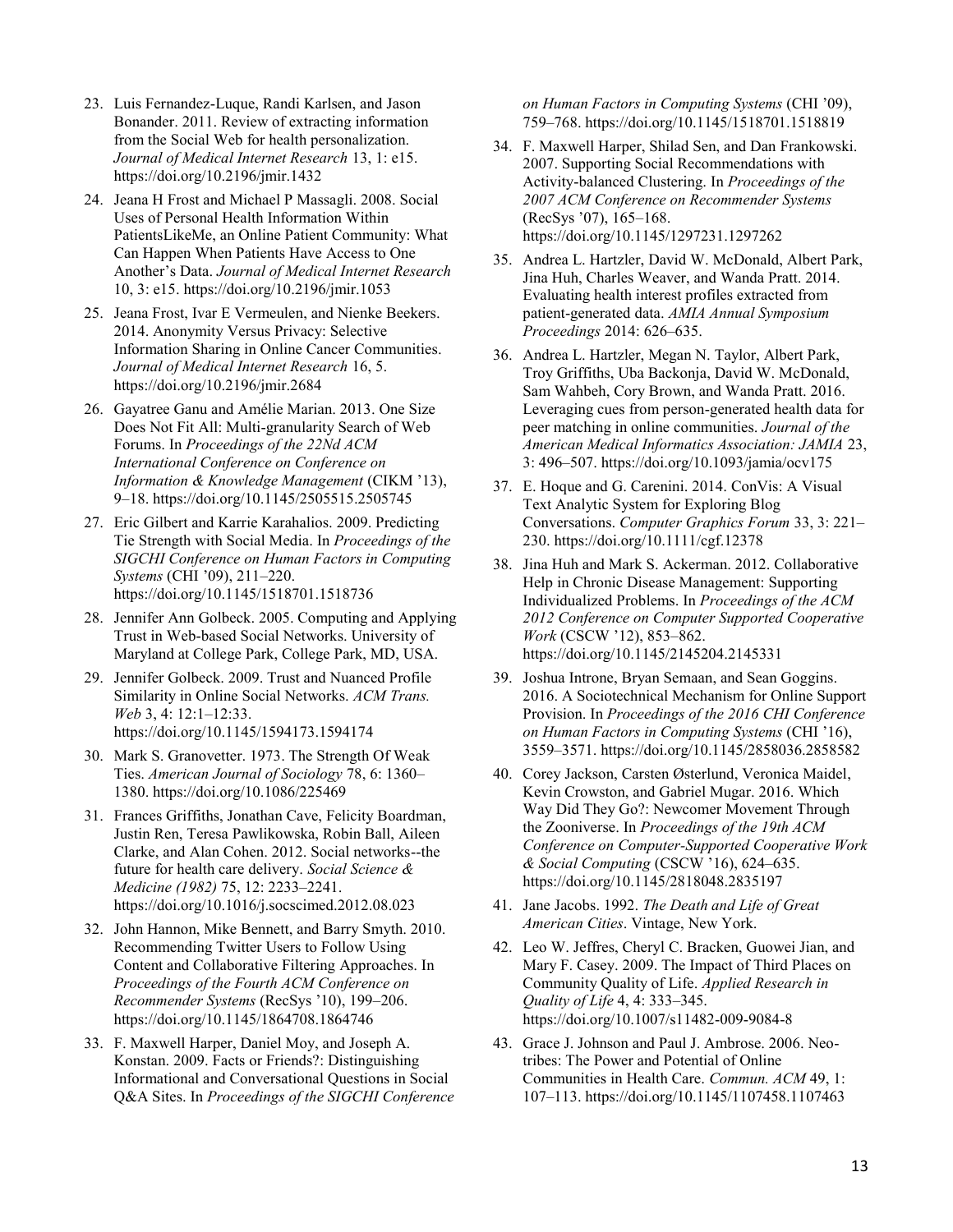23. Luis Fernandez-Luque, Randi Karlsen, and Jason Bonander. 2011. Review of extracting information from the Social Web for health personalization. *Journal of Medical Internet Research* 13, 1: e15. https://doi.org/10.2196/jmir.1432

24. Jeana H Frost and Michael P Massagli. 2008. Social Uses of Personal Health Information Within PatientsLikeMe, an Online Patient Community: What Can Happen When Patients Have Access to One Another's Data. *Journal of Medical Internet Research* 10, 3: e15. https://doi.org/10.2196/jmir.1053

25. Jeana Frost, Ivar E Vermeulen, and Nienke Beekers. 2014. Anonymity Versus Privacy: Selective Information Sharing in Online Cancer Communities. *Journal of Medical Internet Research* 16, 5. https://doi.org/10.2196/jmir.2684

26. Gayatree Ganu and Amélie Marian. 2013. One Size Does Not Fit All: Multi-granularity Search of Web Forums. In *Proceedings of the 22Nd ACM International Conference on Conference on Information & Knowledge Management* (CIKM '13), 9–18. https://doi.org/10.1145/2505515.2505745

27. Eric Gilbert and Karrie Karahalios. 2009. Predicting Tie Strength with Social Media. In *Proceedings of the SIGCHI Conference on Human Factors in Computing Systems* (CHI '09), 211–220. https://doi.org/10.1145/1518701.1518736

28. Jennifer Ann Golbeck. 2005. Computing and Applying Trust in Web-based Social Networks. University of Maryland at College Park, College Park, MD, USA.

29. Jennifer Golbeck. 2009. Trust and Nuanced Profile Similarity in Online Social Networks. *ACM Trans. Web* 3, 4: 12:1–12:33. https://doi.org/10.1145/1594173.1594174

30. Mark S. Granovetter. 1973. The Strength Of Weak Ties. *American Journal of Sociology* 78, 6: 1360–1380. https://doi.org/10.1086/225469

31. Frances Griffiths, Jonathan Cave, Felicity Boardman, Justin Ren, Teresa Pawlikowska, Robin Ball, Aileen Clarke, and Alan Cohen. 2012. Social networks--the future for health care delivery. *Social Science & Medicine (1982)* 75, 12: 2233–2241. https://doi.org/10.1016/j.socscimed.2012.08.023

32. John Hannon, Mike Bennett, and Barry Smyth. 2010. Recommending Twitter Users to Follow Using Content and Collaborative Filtering Approaches. In *Proceedings of the Fourth ACM Conference on Recommender Systems* (RecSys '10), 199–206. https://doi.org/10.1145/1864708.1864746

33. F. Maxwell Harper, Daniel Moy, and Joseph A. Konstan. 2009. Facts or Friends?: Distinguishing Informational and Conversational Questions in Social Q&A Sites. In *Proceedings of the SIGCHI Conference on Human Factors in Computing Systems* (CHI '09), 759–768. https://doi.org/10.1145/1518701.1518819

34. F. Maxwell Harper, Shilad Sen, and Dan Frankowski. 2007. Supporting Social Recommendations with Activity-balanced Clustering. In *Proceedings of the 2007 ACM Conference on Recommender Systems* (RecSys '07), 165–168. https://doi.org/10.1145/1297231.1297262

35. Andrea L. Hartzler, David W. McDonald, Albert Park, Jina Huh, Charles Weaver, and Wanda Pratt. 2014. Evaluating health interest profiles extracted from patient-generated data. *AMIA Annual Symposium Proceedings* 2014: 626–635.

36. Andrea L. Hartzler, Megan N. Taylor, Albert Park, Troy Griffiths, Uba Backonja, David W. McDonald, Sam Wahbeh, Cory Brown, and Wanda Pratt. 2016. Leveraging cues from person-generated health data for peer matching in online communities. *Journal of the American Medical Informatics Association: JAMIA* 23, 3: 496–507. https://doi.org/10.1093/jamia/ocv175

37. E. Hoque and G. Carenini. 2014. ConVis: A Visual Text Analytic System for Exploring Blog Conversations. *Computer Graphics Forum* 33, 3: 221–230. https://doi.org/10.1111/cgf.12378

38. Jina Huh and Mark S. Ackerman. 2012. Collaborative Help in Chronic Disease Management: Supporting Individualized Problems. In *Proceedings of the ACM 2012 Conference on Computer Supported Cooperative Work* (CSCW '12), 853–862. https://doi.org/10.1145/2145204.2145331

39. Joshua Introne, Bryan Semaan, and Sean Goggins. 2016. A Sociotechnical Mechanism for Online Support Provision. In *Proceedings of the 2016 CHI Conference on Human Factors in Computing Systems* (CHI '16), 3559–3571. https://doi.org/10.1145/2858036.2858582

40. Corey Jackson, Carsten Østerlund, Veronica Maidel, Kevin Crowston, and Gabriel Mugar. 2016. Which Way Did They Go?: Newcomer Movement Through the Zooniverse. In *Proceedings of the 19th ACM Conference on Computer-Supported Cooperative Work & Social Computing* (CSCW '16), 624–635. https://doi.org/10.1145/2818048.2835197

41. Jane Jacobs. 1992. *The Death and Life of Great American Cities*. Vintage, New York.

42. Leo W. Jeffres, Cheryl C. Bracken, Guowei Jian, and Mary F. Casey. 2009. The Impact of Third Places on Community Quality of Life. *Applied Research in Quality of Life* 4, 4: 333–345. https://doi.org/10.1007/s11482-009-9084-8

43. Grace J. Johnson and Paul J. Ambrose. 2006. Neo-tribes: The Power and Potential of Online Communities in Health Care. *Commun. ACM* 49, 1: 107–113. https://doi.org/10.1145/1107458.1107463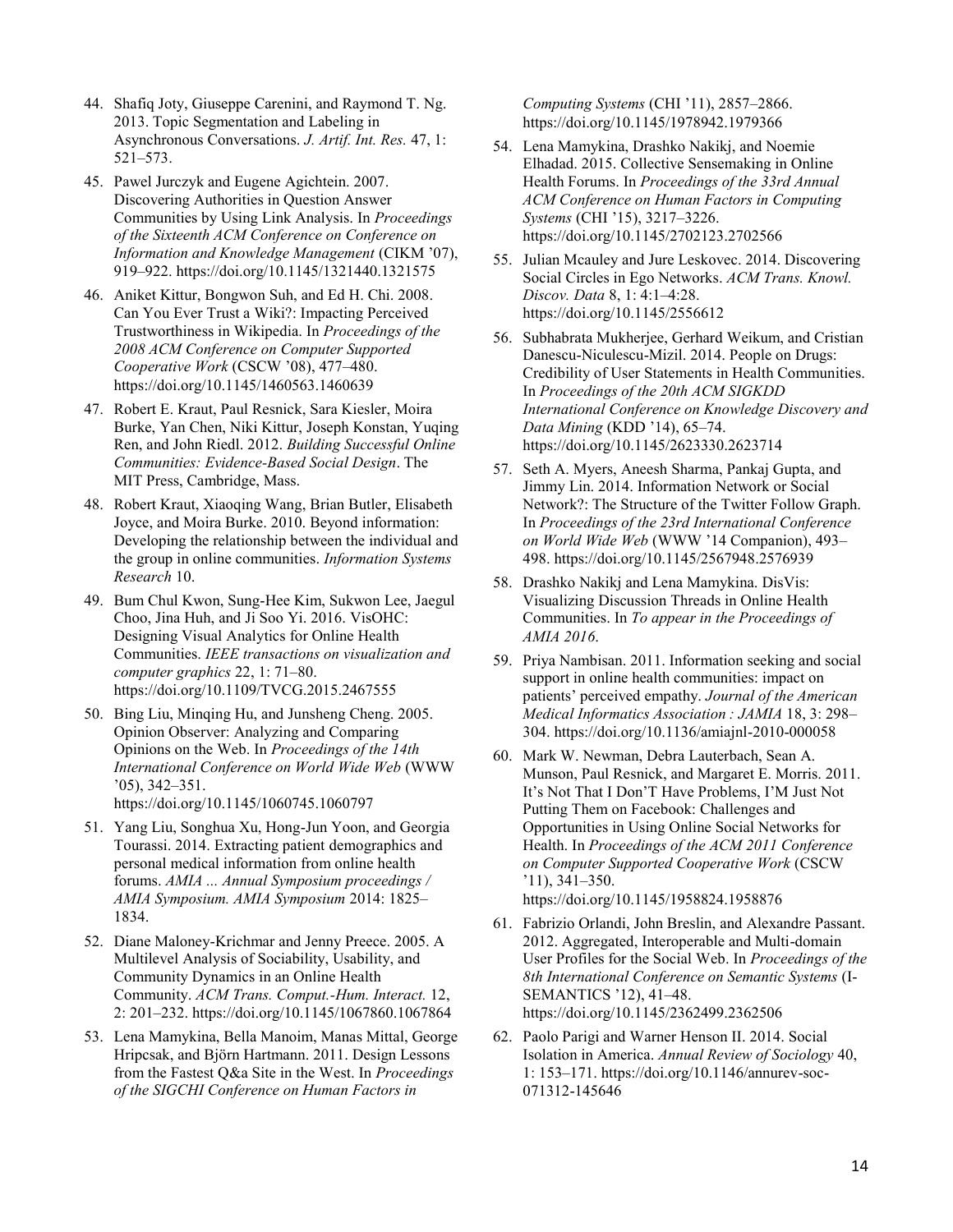44. Shafiq Joty, Giuseppe Carenini, and Raymond T. Ng. 2013. Topic Segmentation and Labeling in Asynchronous Conversations. *J. Artif. Int. Res.* 47, 1: 521–573.

45. Pawel Jurczyk and Eugene Agichtein. 2007. Discovering Authorities in Question Answer Communities by Using Link Analysis. In *Proceedings of the Sixteenth ACM Conference on Conference on Information and Knowledge Management* (CIKM '07), 919–922. https://doi.org/10.1145/1321440.1321575

46. Aniket Kittur, Bongwon Suh, and Ed H. Chi. 2008. Can You Ever Trust a Wiki?: Impacting Perceived Trustworthiness in Wikipedia. In *Proceedings of the 2008 ACM Conference on Computer Supported Cooperative Work* (CSCW '08), 477–480. https://doi.org/10.1145/1460563.1460639

47. Robert E. Kraut, Paul Resnick, Sara Kiesler, Moira Burke, Yan Chen, Niki Kittur, Joseph Konstan, Yuqing Ren, and John Riedl. 2012. *Building Successful Online Communities: Evidence-Based Social Design*. The MIT Press, Cambridge, Mass.

48. Robert Kraut, Xiaoqing Wang, Brian Butler, Elisabeth Joyce, and Moira Burke. 2010. Beyond information: Developing the relationship between the individual and the group in online communities. *Information Systems Research* 10.

49. Bum Chul Kwon, Sung-Hee Kim, Sukwon Lee, Jaegul Choo, Jina Huh, and Ji Soo Yi. 2016. VisOHC: Designing Visual Analytics for Online Health Communities. *IEEE transactions on visualization and computer graphics* 22, 1: 71–80. https://doi.org/10.1109/TVCG.2015.2467555

50. Bing Liu, Minqing Hu, and Junsheng Cheng. 2005. Opinion Observer: Analyzing and Comparing Opinions on the Web. In *Proceedings of the 14th International Conference on World Wide Web* (WWW '05), 342–351. https://doi.org/10.1145/1060745.1060797

51. Yang Liu, Songhua Xu, Hong-Jun Yoon, and Georgia Tourassi. 2014. Extracting patient demographics and personal medical information from online health forums. *AMIA ... Annual Symposium proceedings / AMIA Symposium. AMIA Symposium* 2014: 1825–1834.

52. Diane Maloney-Krichmar and Jenny Preece. 2005. A Multilevel Analysis of Sociability, Usability, and Community Dynamics in an Online Health Community. *ACM Trans. Comput.-Hum. Interact.* 12, 2: 201–232. https://doi.org/10.1145/1067860.1067864

53. Lena Mamykina, Bella Manoim, Manas Mittal, George Hripcsak, and Björn Hartmann. 2011. Design Lessons from the Fastest Q&a Site in the West. In *Proceedings of the SIGCHI Conference on Human Factors in Computing Systems* (CHI '11), 2857–2866. https://doi.org/10.1145/1978942.1979366

54. Lena Mamykina, Drashko Nakikj, and Noemie Elhadad. 2015. Collective Sensemaking in Online Health Forums. In *Proceedings of the 33rd Annual ACM Conference on Human Factors in Computing Systems* (CHI '15), 3217–3226. https://doi.org/10.1145/2702123.2702566

55. Julian Mcauley and Jure Leskovec. 2014. Discovering Social Circles in Ego Networks. *ACM Trans. Knowl. Discov. Data* 8, 1: 4:1–4:28. https://doi.org/10.1145/2556612

56. Subhabrata Mukherjee, Gerhard Weikum, and Cristian Danescu-Niculescu-Mizil. 2014. People on Drugs: Credibility of User Statements in Health Communities. In *Proceedings of the 20th ACM SIGKDD International Conference on Knowledge Discovery and Data Mining* (KDD '14), 65–74. https://doi.org/10.1145/2623330.2623714

57. Seth A. Myers, Aneesh Sharma, Pankaj Gupta, and Jimmy Lin. 2014. Information Network or Social Network?: The Structure of the Twitter Follow Graph. In *Proceedings of the 23rd International Conference on World Wide Web* (WWW '14 Companion), 493–498. https://doi.org/10.1145/2567948.2576939

58. Drashko Nakikj and Lena Mamykina. DisVis: Visualizing Discussion Threads in Online Health Communities. In *To appear in the Proceedings of AMIA 2016*.

59. Priya Nambisan. 2011. Information seeking and social support in online health communities: impact on patients' perceived empathy. *Journal of the American Medical Informatics Association : JAMIA* 18, 3: 298–304. https://doi.org/10.1136/amiajnl-2010-000058

60. Mark W. Newman, Debra Lauterbach, Sean A. Munson, Paul Resnick, and Margaret E. Morris. 2011. It's Not That I Don'T Have Problems, I'M Just Not Putting Them on Facebook: Challenges and Opportunities in Using Online Social Networks for Health. In *Proceedings of the ACM 2011 Conference on Computer Supported Cooperative Work* (CSCW '11), 341–350. https://doi.org/10.1145/1958824.1958876

61. Fabrizio Orlandi, John Breslin, and Alexandre Passant. 2012. Aggregated, Interoperable and Multi-domain User Profiles for the Social Web. In *Proceedings of the 8th International Conference on Semantic Systems* (I-SEMANTICS '12), 41–48. https://doi.org/10.1145/2362499.2362506

62. Paolo Parigi and Warner Henson II. 2014. Social Isolation in America. *Annual Review of Sociology* 40, 1: 153–171. https://doi.org/10.1146/annurev-soc-071312-145646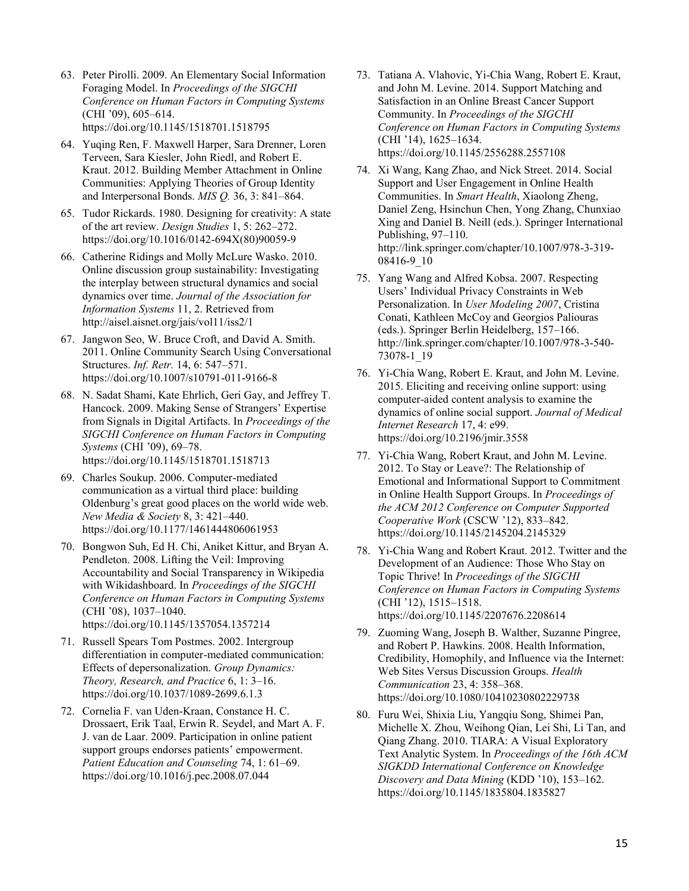63. Peter Pirolli. 2009. An Elementary Social Information Foraging Model. In *Proceedings of the SIGCHI Conference on Human Factors in Computing Systems* (CHI '09), 605–614. https://doi.org/10.1145/1518701.1518795

64. Yuqing Ren, F. Maxwell Harper, Sara Drenner, Loren Terveen, Sara Kiesler, John Riedl, and Robert E. Kraut. 2012. Building Member Attachment in Online Communities: Applying Theories of Group Identity and Interpersonal Bonds. *MIS Q.* 36, 3: 841–864.

65. Tudor Rickards. 1980. Designing for creativity: A state of the art review. *Design Studies* 1, 5: 262–272. https://doi.org/10.1016/0142-694X(80)90059-9

66. Catherine Ridings and Molly McLure Wasko. 2010. Online discussion group sustainability: Investigating the interplay between structural dynamics and social dynamics over time. *Journal of the Association for Information Systems* 11, 2. Retrieved from http://aisel.aisnet.org/jais/vol11/iss2/1

67. Jangwon Seo, W. Bruce Croft, and David A. Smith. 2011. Online Community Search Using Conversational Structures. *Inf. Retr.* 14, 6: 547–571. https://doi.org/10.1007/s10791-011-9166-8

68. N. Sadat Shami, Kate Ehrlich, Geri Gay, and Jeffrey T. Hancock. 2009. Making Sense of Strangers' Expertise from Signals in Digital Artifacts. In *Proceedings of the SIGCHI Conference on Human Factors in Computing Systems* (CHI '09), 69–78. https://doi.org/10.1145/1518701.1518713

69. Charles Soukup. 2006. Computer-mediated communication as a virtual third place: building Oldenburg's great good places on the world wide web. *New Media & Society* 8, 3: 421–440. https://doi.org/10.1177/1461444806061953

70. Bongwon Suh, Ed H. Chi, Aniket Kittur, and Bryan A. Pendleton. 2008. Lifting the Veil: Improving Accountability and Social Transparency in Wikipedia with Wikidashboard. In *Proceedings of the SIGCHI Conference on Human Factors in Computing Systems* (CHI '08), 1037–1040. https://doi.org/10.1145/1357054.1357214

71. Russell Spears Tom Postmes. 2002. Intergroup differentiation in computer-mediated communication: Effects of depersonalization. *Group Dynamics: Theory, Research, and Practice* 6, 1: 3–16. https://doi.org/10.1037/1089-2699.6.1.3

72. Cornelia F. van Uden-Kraan, Constance H. C. Drossaert, Erik Taal, Erwin R. Seydel, and Mart A. F. J. van de Laar. 2009. Participation in online patient support groups endorses patients' empowerment. *Patient Education and Counseling* 74, 1: 61–69. https://doi.org/10.1016/j.pec.2008.07.044

73. Tatiana A. Vlahovic, Yi-Chia Wang, Robert E. Kraut, and John M. Levine. 2014. Support Matching and Satisfaction in an Online Breast Cancer Support Community. In *Proceedings of the SIGCHI Conference on Human Factors in Computing Systems* (CHI '14), 1625–1634. https://doi.org/10.1145/2556288.2557108

74. Xi Wang, Kang Zhao, and Nick Street. 2014. Social Support and User Engagement in Online Health Communities. In *Smart Health*, Xiaolong Zheng, Daniel Zeng, Hsinchun Chen, Yong Zhang, Chunxiao Xing and Daniel B. Neill (eds.). Springer International Publishing, 97–110. http://link.springer.com/chapter/10.1007/978-3-319-08416-9_10

75. Yang Wang and Alfred Kobsa. 2007. Respecting Users' Individual Privacy Constraints in Web Personalization. In *User Modeling 2007*, Cristina Conati, Kathleen McCoy and Georgios Paliouras (eds.). Springer Berlin Heidelberg, 157–166. http://link.springer.com/chapter/10.1007/978-3-540-73078-1_19

76. Yi-Chia Wang, Robert E. Kraut, and John M. Levine. 2015. Eliciting and receiving online support: using computer-aided content analysis to examine the dynamics of online social support. *Journal of Medical Internet Research* 17, 4: e99. https://doi.org/10.2196/jmir.3558

77. Yi-Chia Wang, Robert Kraut, and John M. Levine. 2012. To Stay or Leave?: The Relationship of Emotional and Informational Support to Commitment in Online Health Support Groups. In *Proceedings of the ACM 2012 Conference on Computer Supported Cooperative Work* (CSCW '12), 833–842. https://doi.org/10.1145/2145204.2145329

78. Yi-Chia Wang and Robert Kraut. 2012. Twitter and the Development of an Audience: Those Who Stay on Topic Thrive! In *Proceedings of the SIGCHI Conference on Human Factors in Computing Systems* (CHI '12), 1515–1518. https://doi.org/10.1145/2207676.2208614

79. Zuoming Wang, Joseph B. Walther, Suzanne Pingree, and Robert P. Hawkins. 2008. Health Information, Credibility, Homophily, and Influence via the Internet: Web Sites Versus Discussion Groups. *Health Communication* 23, 4: 358–368. https://doi.org/10.1080/10410230802229738

80. Furu Wei, Shixia Liu, Yangqiu Song, Shimei Pan, Michelle X. Zhou, Weihong Qian, Lei Shi, Li Tan, and Qiang Zhang. 2010. TIARA: A Visual Exploratory Text Analytic System. In *Proceedings of the 16th ACM SIGKDD International Conference on Knowledge Discovery and Data Mining* (KDD '10), 153–162. https://doi.org/10.1145/1835804.1835827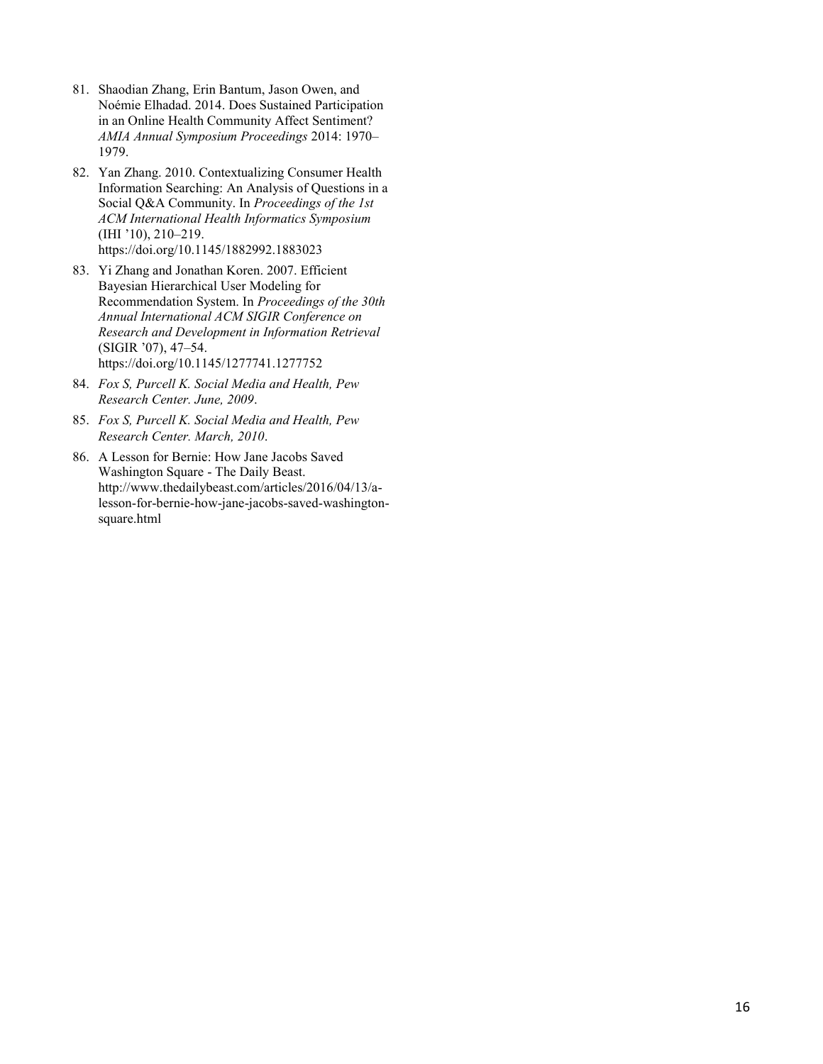81. Shaodian Zhang, Erin Bantum, Jason Owen, and Noémie Elhadad. 2014. Does Sustained Participation in an Online Health Community Affect Sentiment? *AMIA Annual Symposium Proceedings* 2014: 1970–1979.
82. Yan Zhang. 2010. Contextualizing Consumer Health Information Searching: An Analysis of Questions in a Social Q&A Community. In *Proceedings of the 1st ACM International Health Informatics Symposium* (IHI '10), 210–219. https://doi.org/10.1145/1882992.1883023
83. Yi Zhang and Jonathan Koren. 2007. Efficient Bayesian Hierarchical User Modeling for Recommendation System. In *Proceedings of the 30th Annual International ACM SIGIR Conference on Research and Development in Information Retrieval* (SIGIR '07), 47–54. https://doi.org/10.1145/1277741.1277752
84. *Fox S, Purcell K. Social Media and Health, Pew Research Center. June, 2009*.
85. *Fox S, Purcell K. Social Media and Health, Pew Research Center. March, 2010*.
86. A Lesson for Bernie: How Jane Jacobs Saved Washington Square - The Daily Beast. http://www.thedailybeast.com/articles/2016/04/13/a-lesson-for-bernie-how-jane-jacobs-saved-washington-square.html